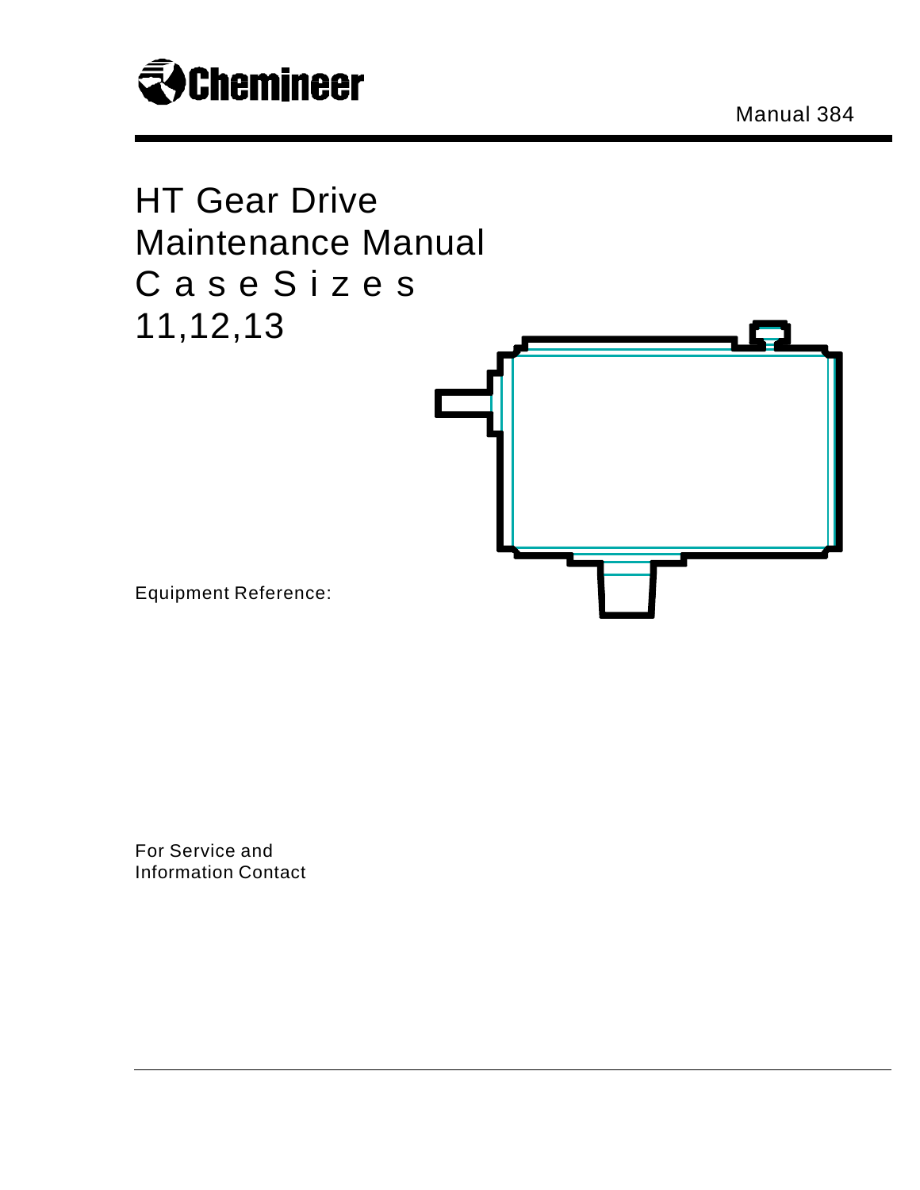Chemineer

Manual 384

# HT Gear Drive Maintenance Manual Case Sizes 11,12,13

Equipment Reference:

For Service and
Information Contact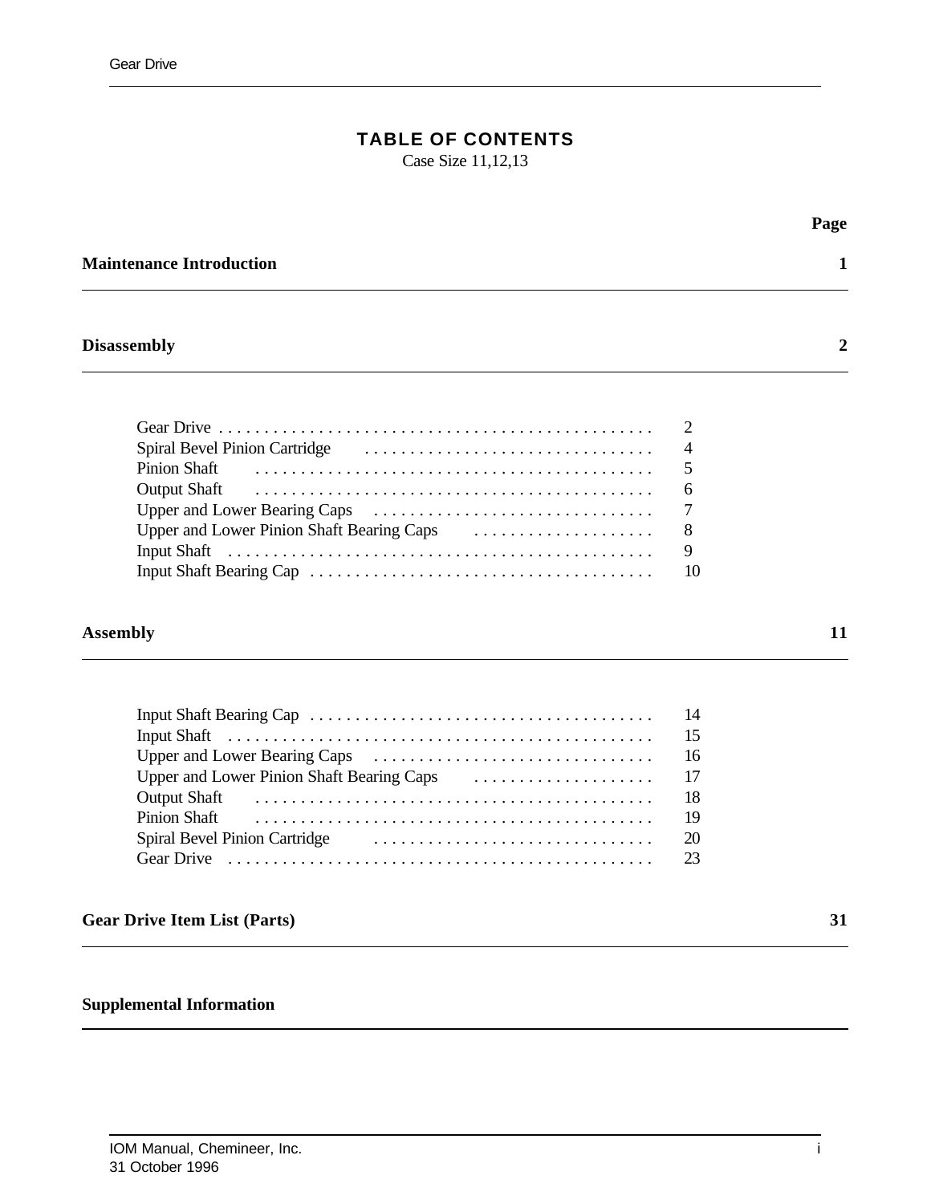# TABLE OF CONTENTS

Case Size 11,12,13

| | Page |
|---|---|
| **Maintenance Introduction** | **1** |
| **Disassembly** | **2** |
| Gear Drive | 2 |
| Spiral Bevel Pinion Cartridge | 4 |
| Pinion Shaft | 5 |
| Output Shaft | 6 |
| Upper and Lower Bearing Caps | 7 |
| Upper and Lower Pinion Shaft Bearing Caps | 8 |
| Input Shaft | 9 |
| Input Shaft Bearing Cap | 10 |
| **Assembly** | **11** |
| Input Shaft Bearing Cap | 14 |
| Input Shaft | 15 |
| Upper and Lower Bearing Caps | 16 |
| Upper and Lower Pinion Shaft Bearing Caps | 17 |
| Output Shaft | 18 |
| Pinion Shaft | 19 |
| Spiral Bevel Pinion Cartridge | 20 |
| Gear Drive | 23 |
| **Gear Drive Item List (Parts)** | **31** |
| **Supplemental Information** | |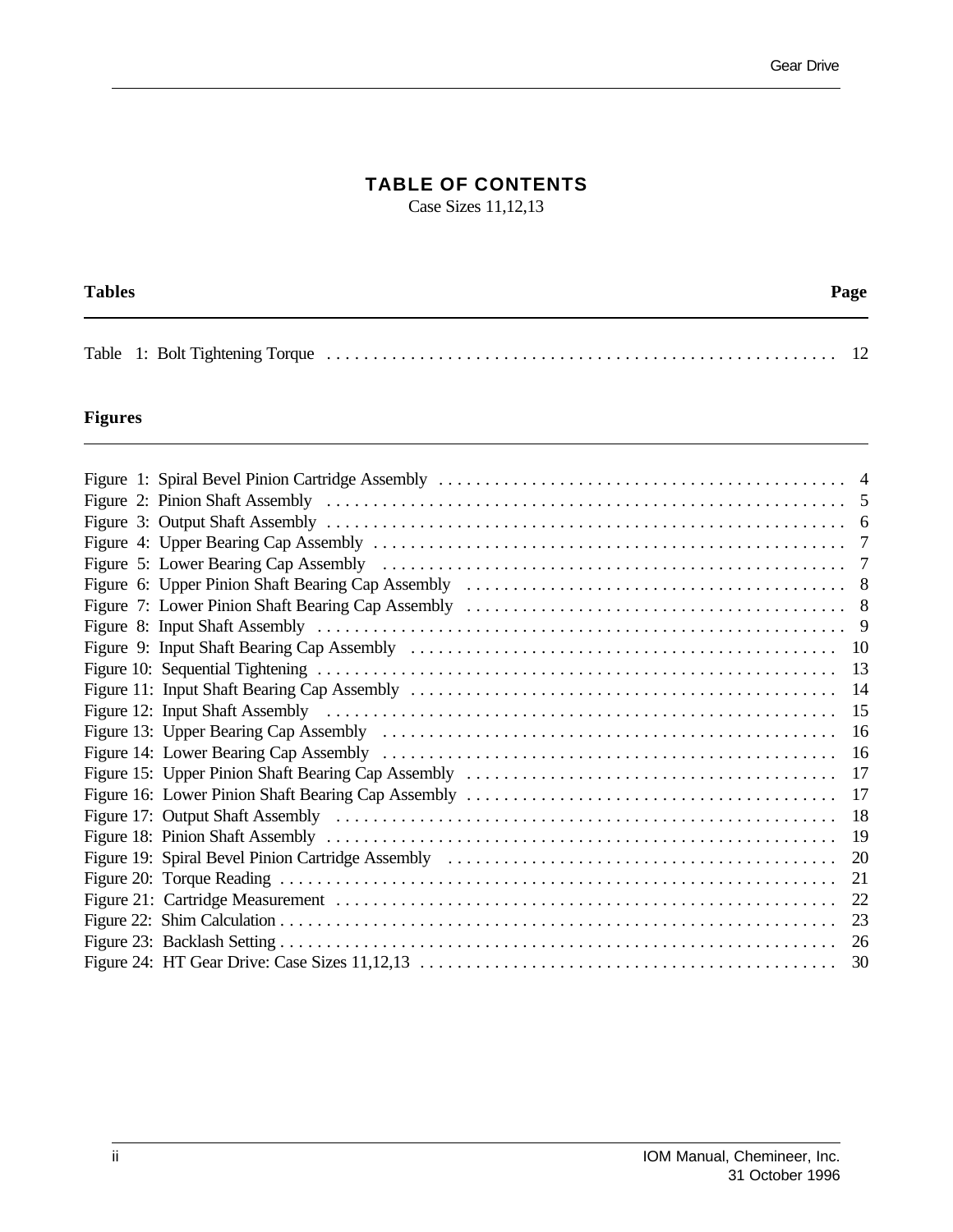# TABLE OF CONTENTS

Case Sizes 11,12,13

| Tables | Page |
|---|---|
| Table 1: Bolt Tightening Torque | 12 |

| Figures | |
|---|---|
| Figure 1: Spiral Bevel Pinion Cartridge Assembly | 4 |
| Figure 2: Pinion Shaft Assembly | 5 |
| Figure 3: Output Shaft Assembly | 6 |
| Figure 4: Upper Bearing Cap Assembly | 7 |
| Figure 5: Lower Bearing Cap Assembly | 7 |
| Figure 6: Upper Pinion Shaft Bearing Cap Assembly | 8 |
| Figure 7: Lower Pinion Shaft Bearing Cap Assembly | 8 |
| Figure 8: Input Shaft Assembly | 9 |
| Figure 9: Input Shaft Bearing Cap Assembly | 10 |
| Figure 10: Sequential Tightening | 13 |
| Figure 11: Input Shaft Bearing Cap Assembly | 14 |
| Figure 12: Input Shaft Assembly | 15 |
| Figure 13: Upper Bearing Cap Assembly | 16 |
| Figure 14: Lower Bearing Cap Assembly | 16 |
| Figure 15: Upper Pinion Shaft Bearing Cap Assembly | 17 |
| Figure 16: Lower Pinion Shaft Bearing Cap Assembly | 17 |
| Figure 17: Output Shaft Assembly | 18 |
| Figure 18: Pinion Shaft Assembly | 19 |
| Figure 19: Spiral Bevel Pinion Cartridge Assembly | 20 |
| Figure 20: Torque Reading | 21 |
| Figure 21: Cartridge Measurement | 22 |
| Figure 22: Shim Calculation | 23 |
| Figure 23: Backlash Setting | 26 |
| Figure 24: HT Gear Drive: Case Sizes 11,12,13 | 30 |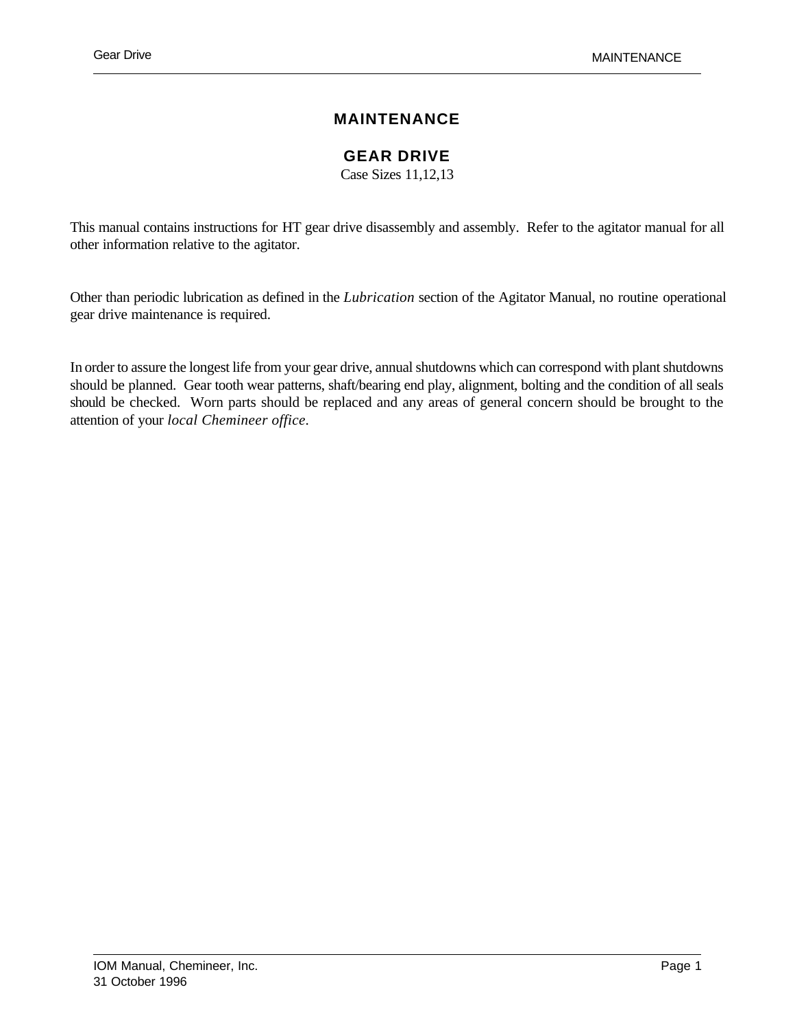# MAINTENANCE

## GEAR DRIVE

Case Sizes 11,12,13

This manual contains instructions for HT gear drive disassembly and assembly. Refer to the agitator manual for all other information relative to the agitator.

Other than periodic lubrication as defined in the *Lubrication* section of the Agitator Manual, no routine operational gear drive maintenance is required.

In order to assure the longest life from your gear drive, annual shutdowns which can correspond with plant shutdowns should be planned. Gear tooth wear patterns, shaft/bearing end play, alignment, bolting and the condition of all seals should be checked. Worn parts should be replaced and any areas of general concern should be brought to the attention of your *local Chemineer office*.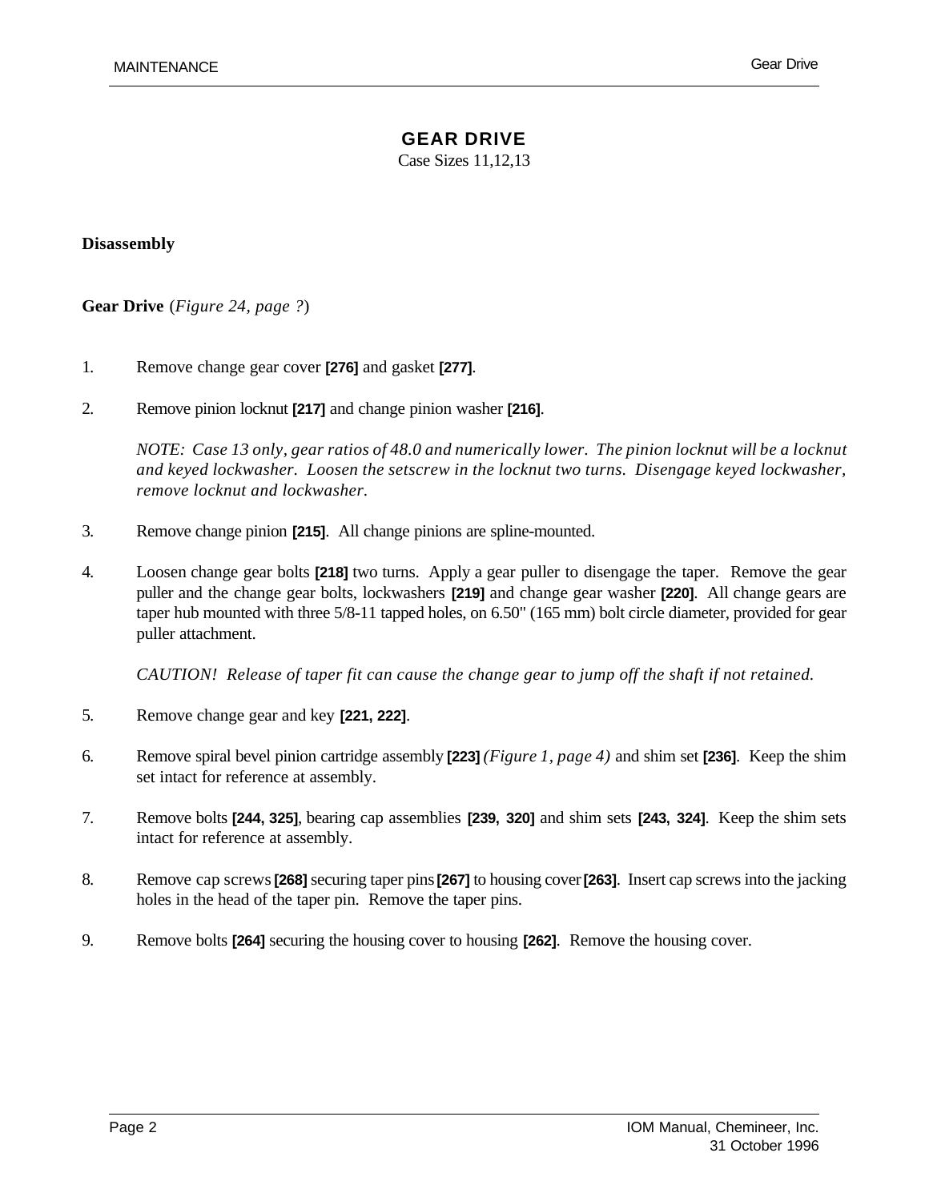# GEAR DRIVE

Case Sizes 11,12,13

## Disassembly

**Gear Drive** (*Figure 24, page ?*)

1. Remove change gear cover **[276]** and gasket **[277]**.

2. Remove pinion locknut **[217]** and change pinion washer **[216]**.

   *NOTE: Case 13 only, gear ratios of 48.0 and numerically lower. The pinion locknut will be a locknut and keyed lockwasher. Loosen the setscrew in the locknut two turns. Disengage keyed lockwasher, remove locknut and lockwasher.*

3. Remove change pinion **[215]**. All change pinions are spline-mounted.

4. Loosen change gear bolts **[218]** two turns. Apply a gear puller to disengage the taper. Remove the gear puller and the change gear bolts, lockwashers **[219]** and change gear washer **[220]**. All change gears are taper hub mounted with three 5/8-11 tapped holes, on 6.50" (165 mm) bolt circle diameter, provided for gear puller attachment.

   *CAUTION! Release of taper fit can cause the change gear to jump off the shaft if not retained.*

5. Remove change gear and key **[221, 222]**.

6. Remove spiral bevel pinion cartridge assembly **[223]** *(Figure 1, page 4)* and shim set **[236]**. Keep the shim set intact for reference at assembly.

7. Remove bolts **[244, 325]**, bearing cap assemblies **[239, 320]** and shim sets **[243, 324]**. Keep the shim sets intact for reference at assembly.

8. Remove cap screws **[268]** securing taper pins **[267]** to housing cover **[263]**. Insert cap screws into the jacking holes in the head of the taper pin. Remove the taper pins.

9. Remove bolts **[264]** securing the housing cover to housing **[262]**. Remove the housing cover.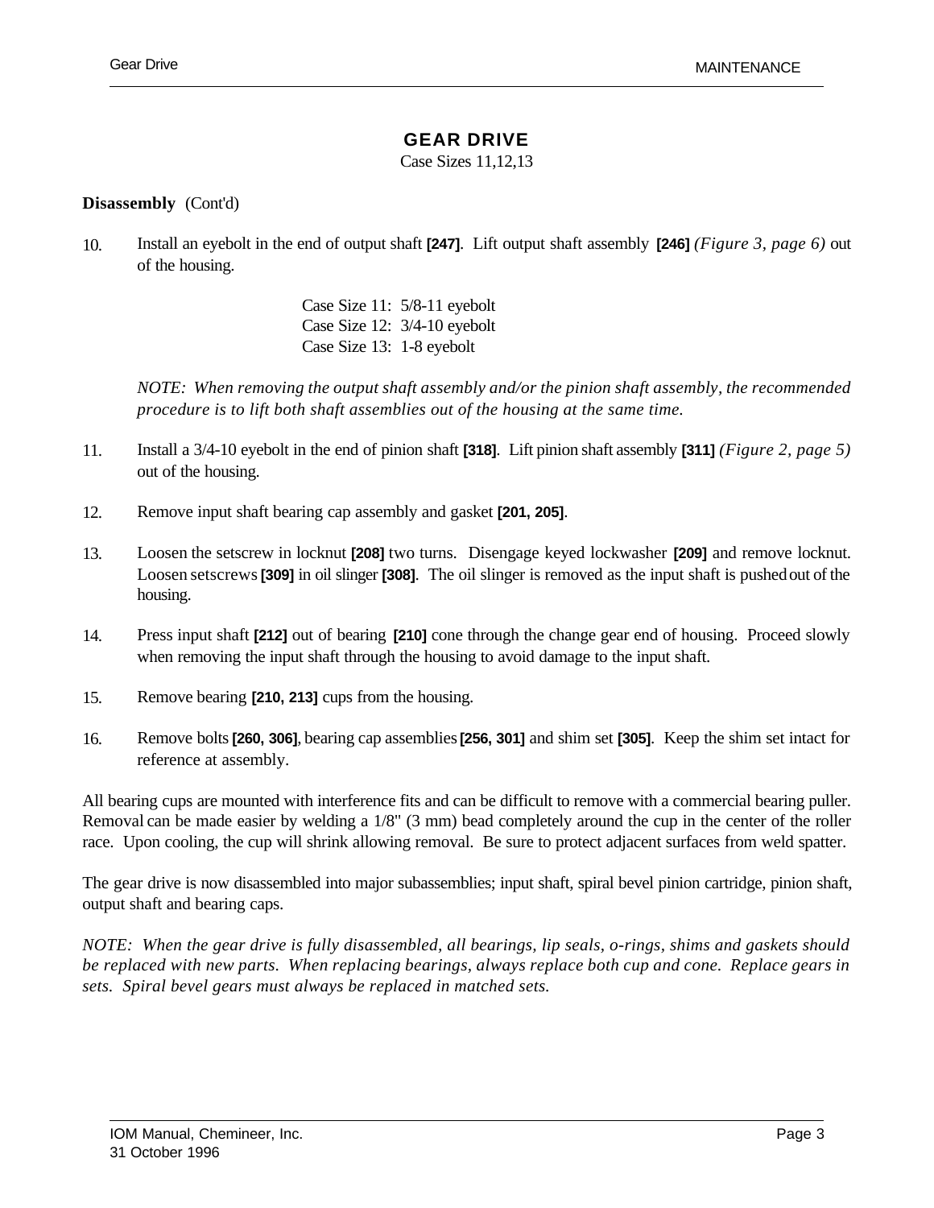# GEAR DRIVE

Case Sizes 11,12,13

**Disassembly** (Cont'd)

10. Install an eyebolt in the end of output shaft **[247]**. Lift output shaft assembly **[246]** *(Figure 3, page 6)* out of the housing.

    Case Size 11: 5/8-11 eyebolt
    Case Size 12: 3/4-10 eyebolt
    Case Size 13: 1-8 eyebolt

    *NOTE: When removing the output shaft assembly and/or the pinion shaft assembly, the recommended procedure is to lift both shaft assemblies out of the housing at the same time.*

11. Install a 3/4-10 eyebolt in the end of pinion shaft **[318]**. Lift pinion shaft assembly **[311]** *(Figure 2, page 5)* out of the housing.

12. Remove input shaft bearing cap assembly and gasket **[201, 205]**.

13. Loosen the setscrew in locknut **[208]** two turns. Disengage keyed lockwasher **[209]** and remove locknut. Loosen setscrews **[309]** in oil slinger **[308]**. The oil slinger is removed as the input shaft is pushed out of the housing.

14. Press input shaft **[212]** out of bearing **[210]** cone through the change gear end of housing. Proceed slowly when removing the input shaft through the housing to avoid damage to the input shaft.

15. Remove bearing **[210, 213]** cups from the housing.

16. Remove bolts **[260, 306]**, bearing cap assemblies **[256, 301]** and shim set **[305]**. Keep the shim set intact for reference at assembly.

All bearing cups are mounted with interference fits and can be difficult to remove with a commercial bearing puller. Removal can be made easier by welding a 1/8" (3 mm) bead completely around the cup in the center of the roller race. Upon cooling, the cup will shrink allowing removal. Be sure to protect adjacent surfaces from weld spatter.

The gear drive is now disassembled into major subassemblies; input shaft, spiral bevel pinion cartridge, pinion shaft, output shaft and bearing caps.

*NOTE: When the gear drive is fully disassembled, all bearings, lip seals, o-rings, shims and gaskets should be replaced with new parts. When replacing bearings, always replace both cup and cone. Replace gears in sets. Spiral bevel gears must always be replaced in matched sets.*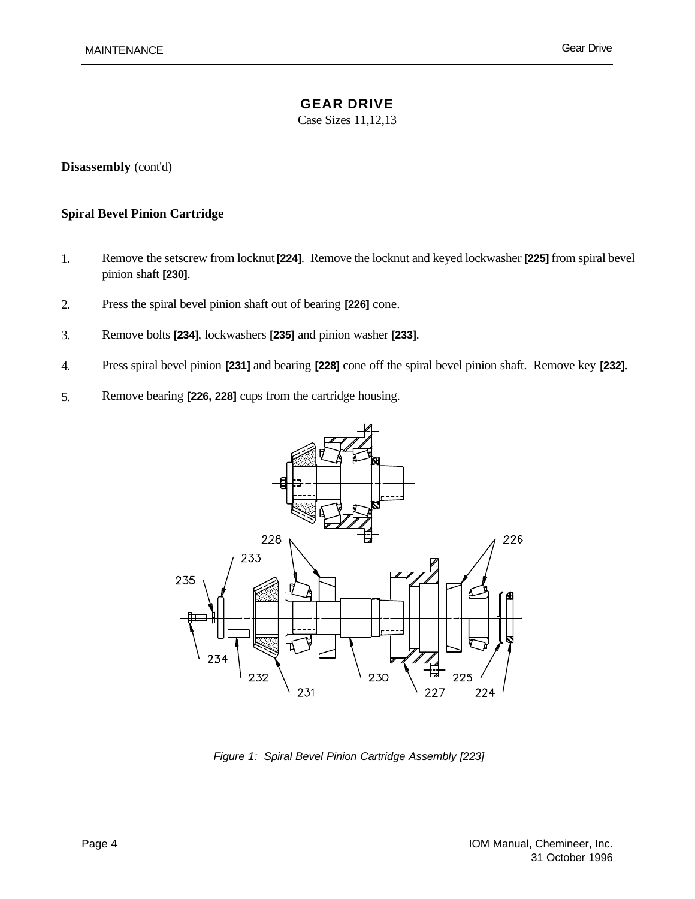# GEAR DRIVE

Case Sizes 11,12,13

**Disassembly** (cont'd)

### Spiral Bevel Pinion Cartridge

1. Remove the setscrew from locknut **[224]**. Remove the locknut and keyed lockwasher **[225]** from spiral bevel pinion shaft **[230]**.

2. Press the spiral bevel pinion shaft out of bearing **[226]** cone.

3. Remove bolts **[234]**, lockwashers **[235]** and pinion washer **[233]**.

4. Press spiral bevel pinion **[231]** and bearing **[228]** cone off the spiral bevel pinion shaft. Remove key **[232]**.

5. Remove bearing **[226, 228]** cups from the cartridge housing.

*Figure 1: Spiral Bevel Pinion Cartridge Assembly [223]*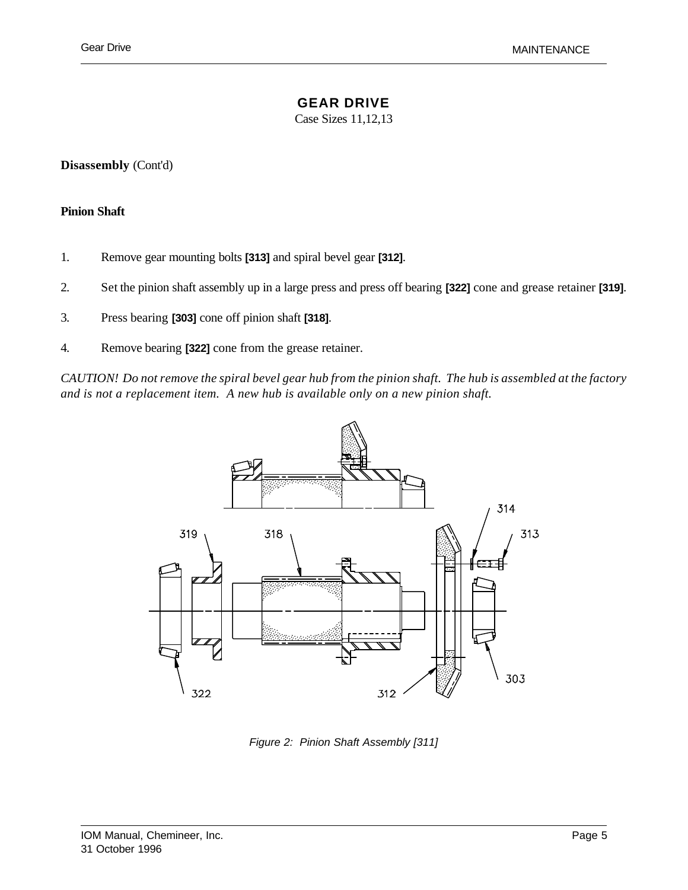# GEAR DRIVE

Case Sizes 11,12,13

**Disassembly** (Cont'd)

**Pinion Shaft**

1. Remove gear mounting bolts **[313]** and spiral bevel gear **[312]**.

2. Set the pinion shaft assembly up in a large press and press off bearing **[322]** cone and grease retainer **[319]**.

3. Press bearing **[303]** cone off pinion shaft **[318]**.

4. Remove bearing **[322]** cone from the grease retainer.

*CAUTION! Do not remove the spiral bevel gear hub from the pinion shaft. The hub is assembled at the factory and is not a replacement item. A new hub is available only on a new pinion shaft.*

*Figure 2: Pinion Shaft Assembly [311]*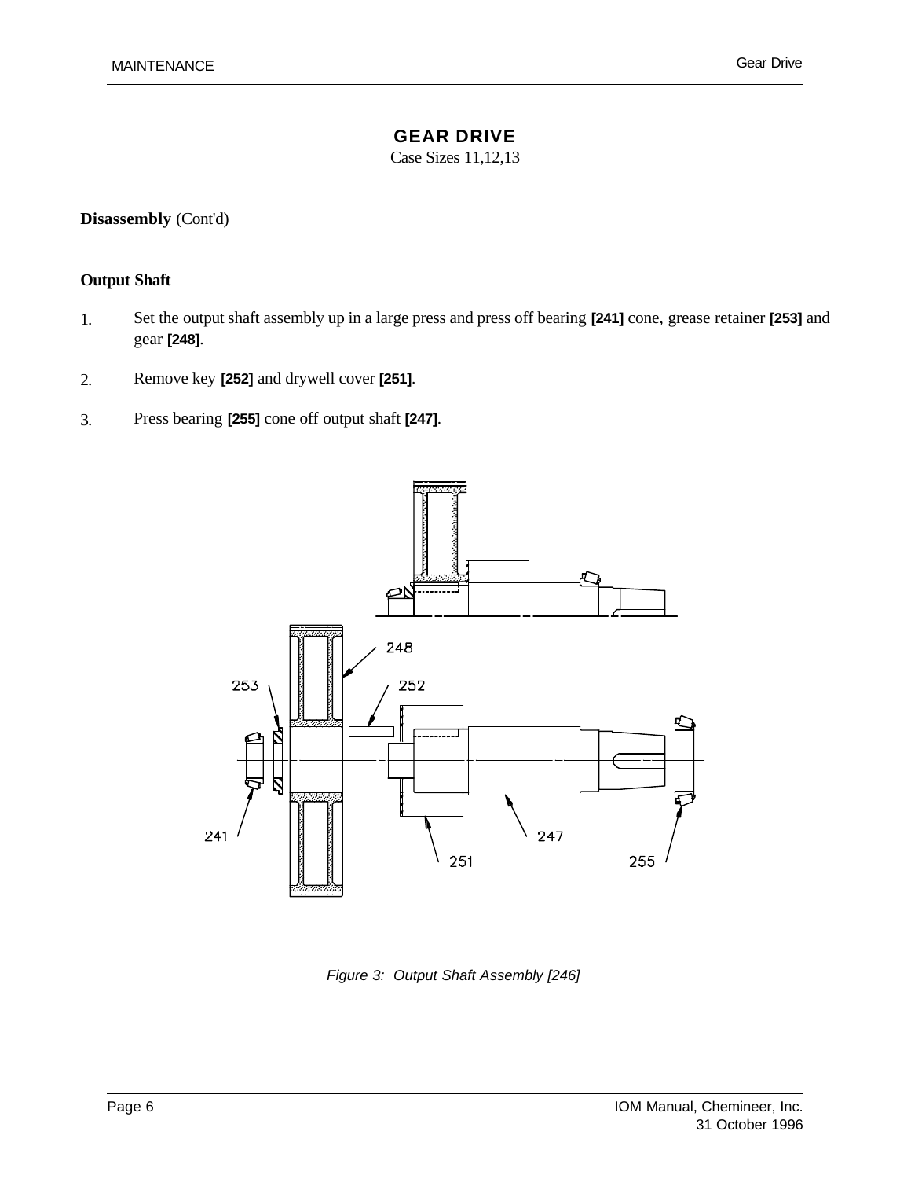# GEAR DRIVE

Case Sizes 11,12,13

**Disassembly** (Cont'd)

**Output Shaft**

1. Set the output shaft assembly up in a large press and press off bearing **[241]** cone, grease retainer **[253]** and gear **[248]**.
2. Remove key **[252]** and drywell cover **[251]**.
3. Press bearing **[255]** cone off output shaft **[247]**.

*Figure 3: Output Shaft Assembly [246]*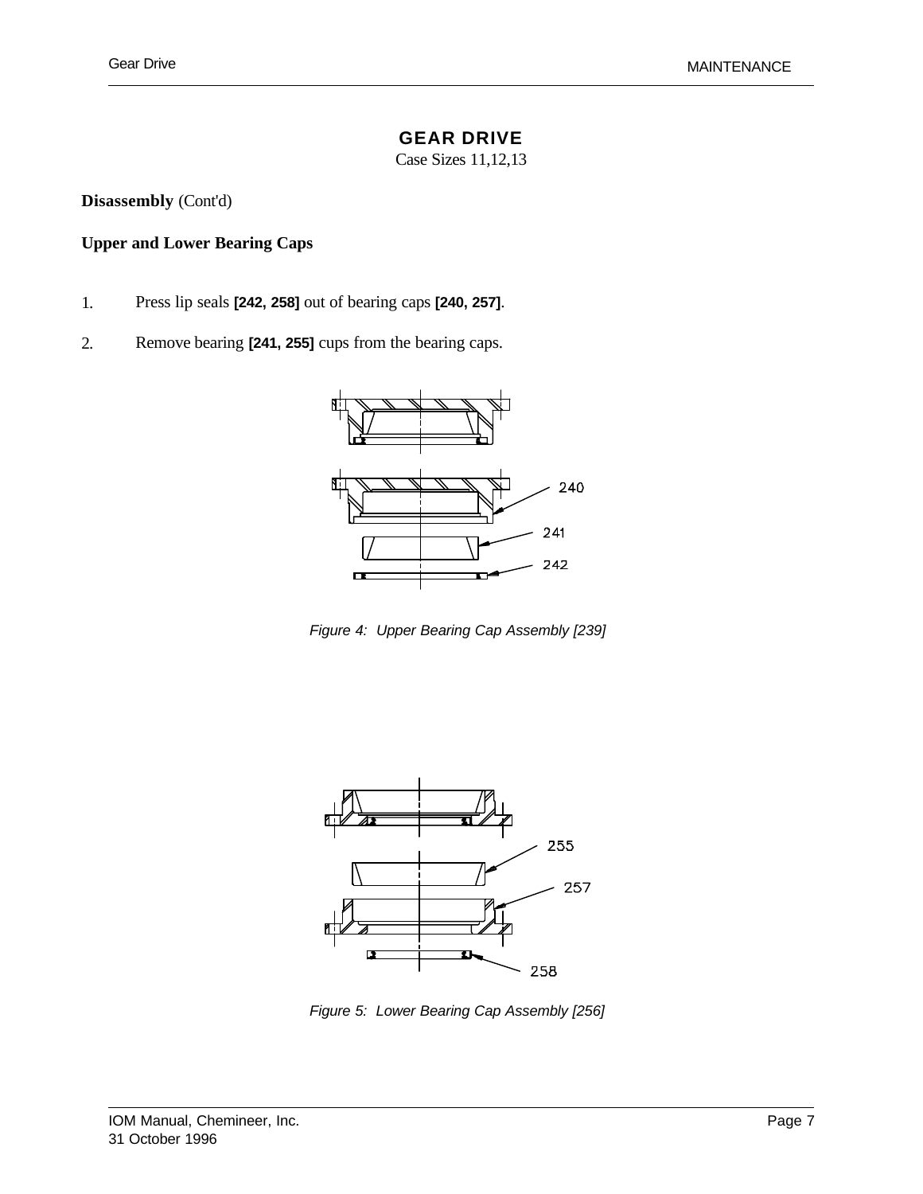# GEAR DRIVE

Case Sizes 11,12,13

**Disassembly** (Cont'd)

**Upper and Lower Bearing Caps**

1. Press lip seals **[242, 258]** out of bearing caps **[240, 257]**.
2. Remove bearing **[241, 255]** cups from the bearing caps.

240

241

242

*Figure 4: Upper Bearing Cap Assembly [239]*

255

257

258

*Figure 5: Lower Bearing Cap Assembly [256]*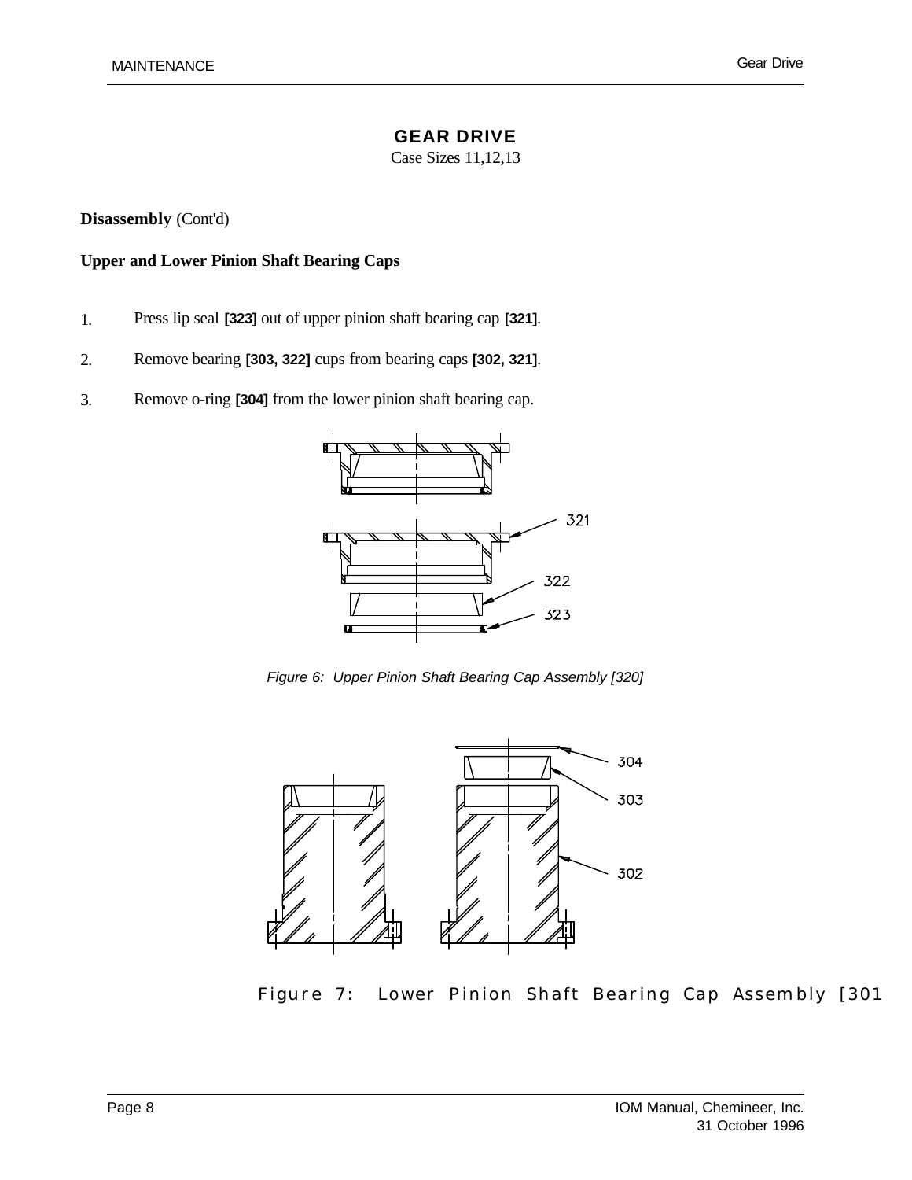# GEAR DRIVE

Case Sizes 11,12,13

**Disassembly** (Cont'd)

**Upper and Lower Pinion Shaft Bearing Caps**

1. Press lip seal **[323]** out of upper pinion shaft bearing cap **[321]**.
2. Remove bearing **[303, 322]** cups from bearing caps **[302, 321]**.
3. Remove o-ring **[304]** from the lower pinion shaft bearing cap.

321

322

323

*Figure 6: Upper Pinion Shaft Bearing Cap Assembly [320]*

304

303

302

Figure 7: Lower Pinion Shaft Bearing Cap Assembly [301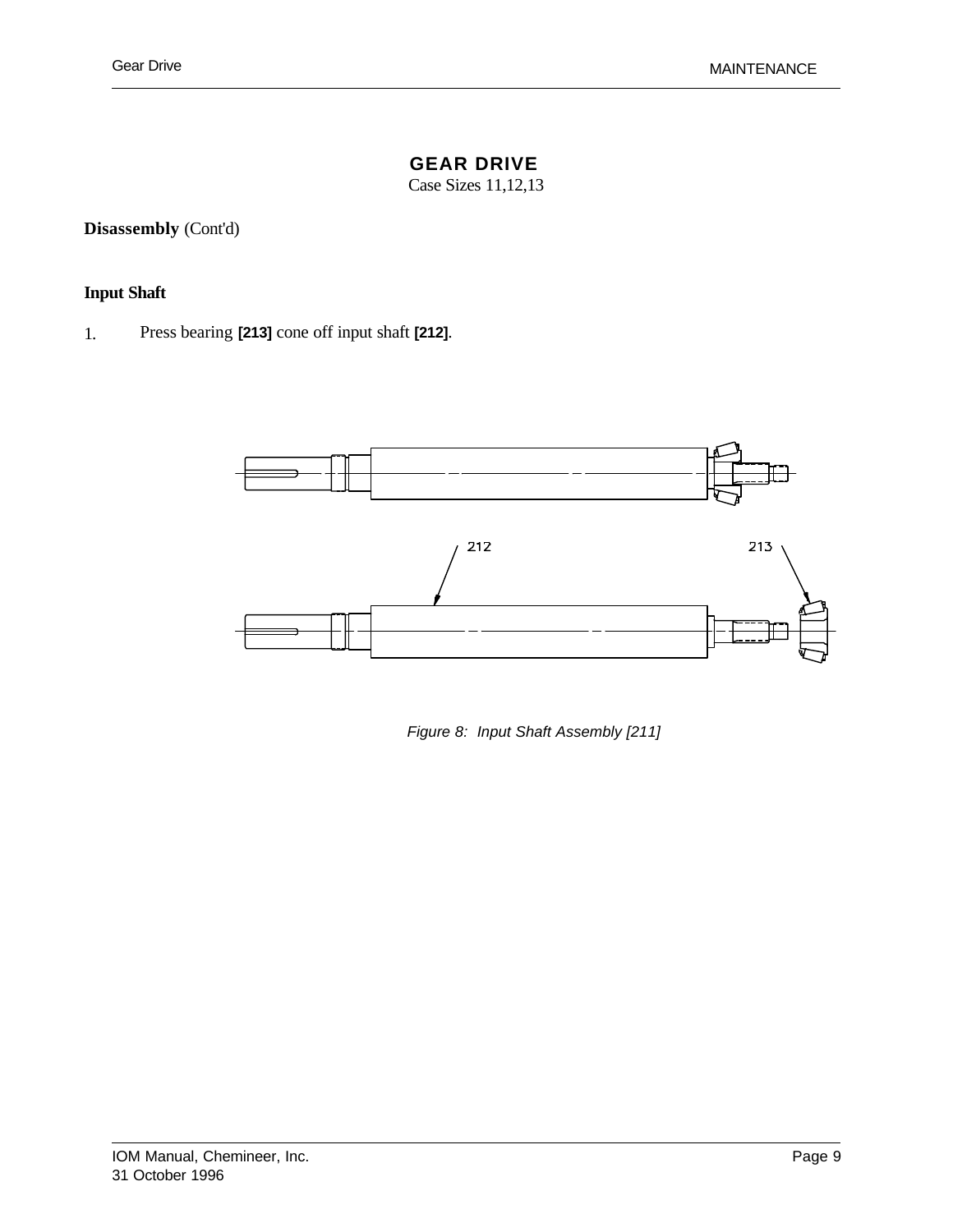# GEAR DRIVE

Case Sizes 11,12,13

**Disassembly** (Cont'd)

### Input Shaft

1. Press bearing **[213]** cone off input shaft **[212]**.

*Figure 8: Input Shaft Assembly [211]*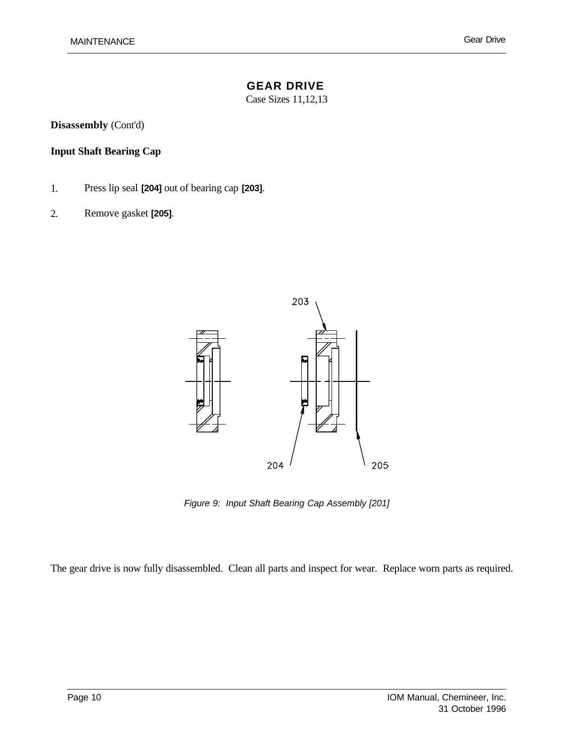# GEAR DRIVE

Case Sizes 11,12,13

**Disassembly** (Cont'd)

**Input Shaft Bearing Cap**

1. Press lip seal **[204]** out of bearing cap **[203]**.
2. Remove gasket **[205]**.

203

204

205

*Figure 9: Input Shaft Bearing Cap Assembly [201]*

The gear drive is now fully disassembled. Clean all parts and inspect for wear. Replace worn parts as required.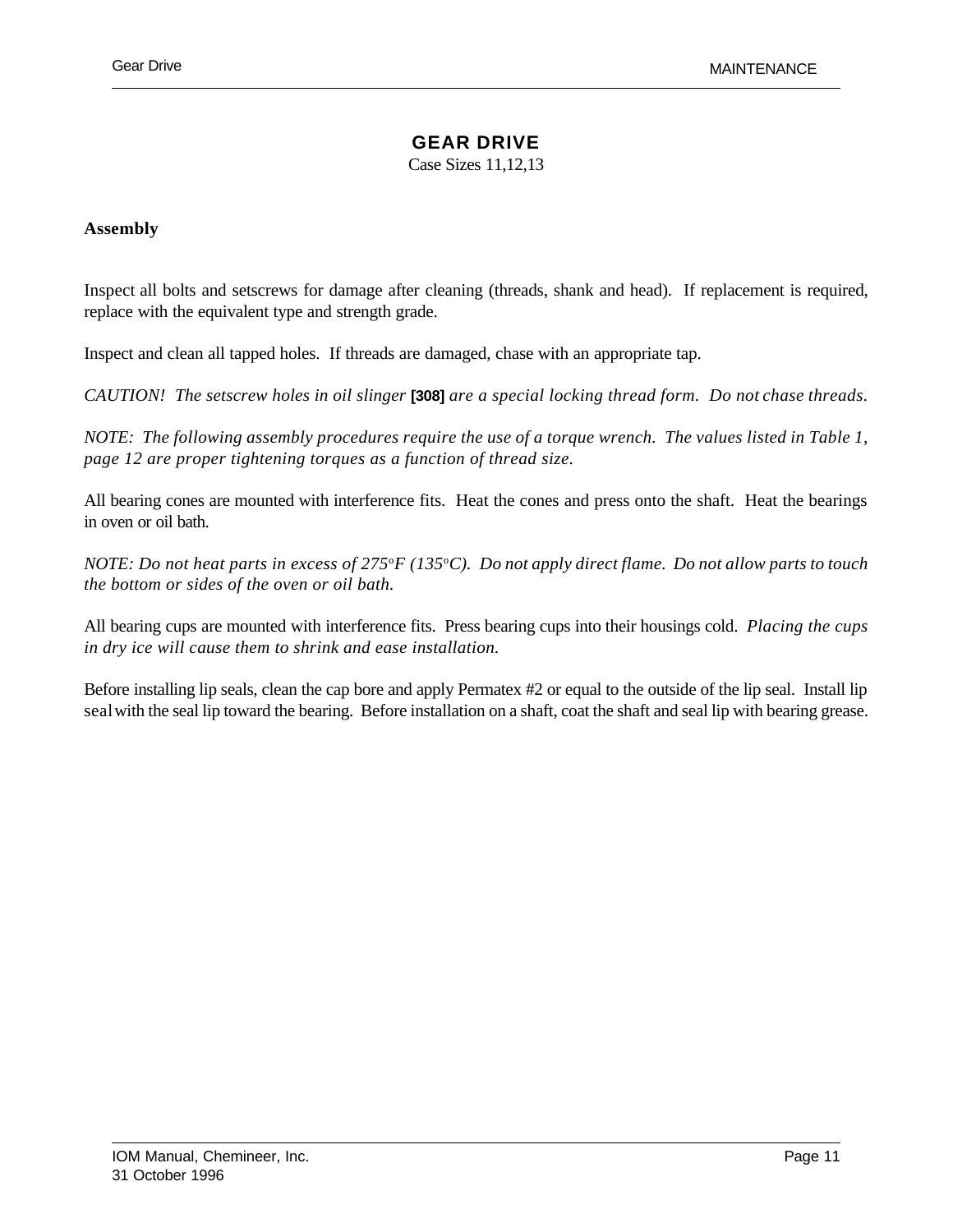# GEAR DRIVE

Case Sizes 11,12,13

**Assembly**

Inspect all bolts and setscrews for damage after cleaning (threads, shank and head). If replacement is required, replace with the equivalent type and strength grade.

Inspect and clean all tapped holes. If threads are damaged, chase with an appropriate tap.

*CAUTION! The setscrew holes in oil slinger* **[308]** *are a special locking thread form. Do not chase threads.*

*NOTE: The following assembly procedures require the use of a torque wrench. The values listed in Table 1, page 12 are proper tightening torques as a function of thread size.*

All bearing cones are mounted with interference fits. Heat the cones and press onto the shaft. Heat the bearings in oven or oil bath.

*NOTE: Do not heat parts in excess of 275°F (135°C). Do not apply direct flame. Do not allow parts to touch the bottom or sides of the oven or oil bath.*

All bearing cups are mounted with interference fits. Press bearing cups into their housings cold. *Placing the cups in dry ice will cause them to shrink and ease installation.*

Before installing lip seals, clean the cap bore and apply Permatex #2 or equal to the outside of the lip seal. Install lip seal with the seal lip toward the bearing. Before installation on a shaft, coat the shaft and seal lip with bearing grease.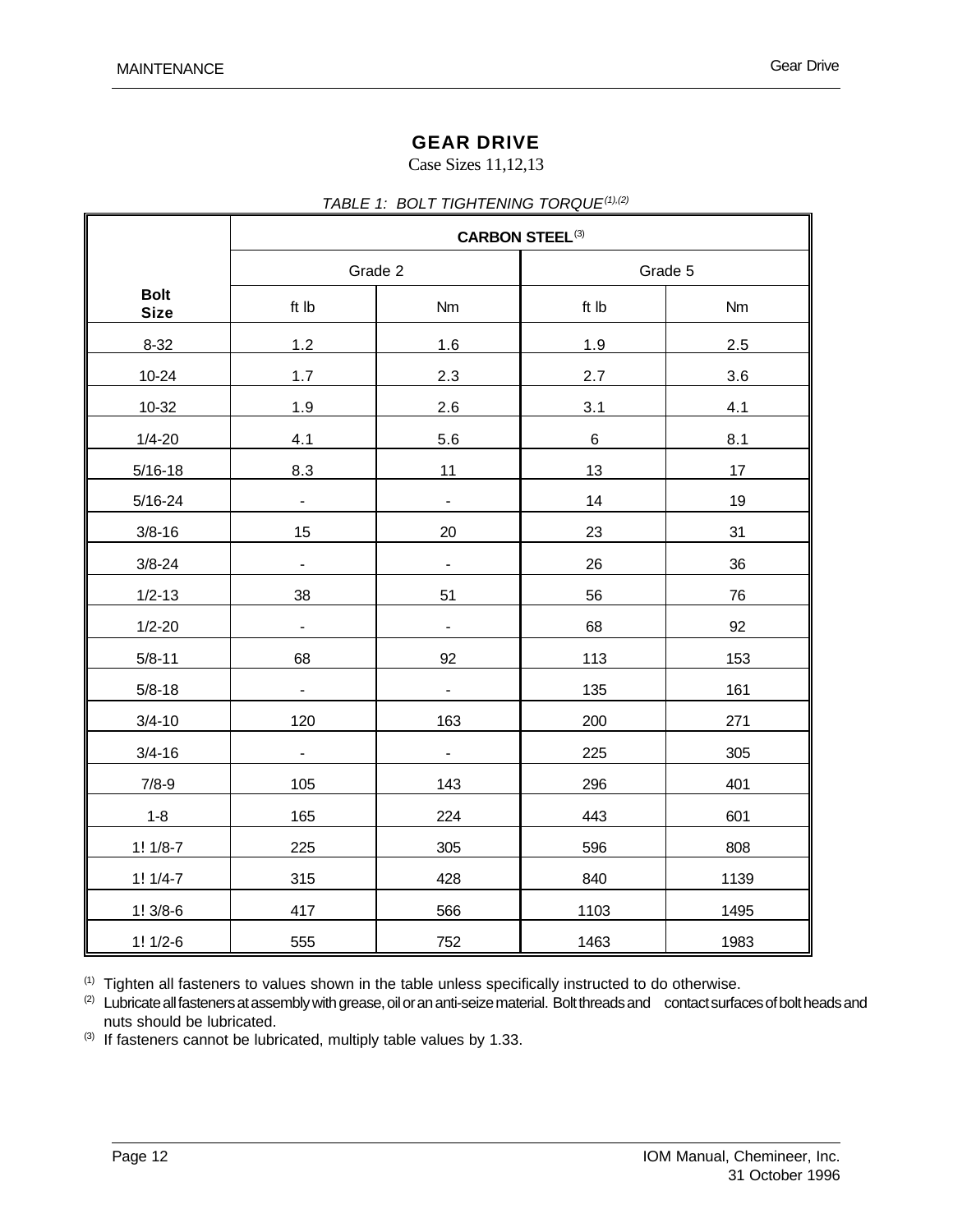# GEAR DRIVE

Case Sizes 11,12,13

*TABLE 1: BOLT TIGHTENING TORQUE[(1),(2)]*

| Bolt Size | CARBON STEEL[(3)] | | | |
|---|---|---|---|---|
| | Grade 2 | | Grade 5 | |
| | ft lb | Nm | ft lb | Nm |
| 8-32 | 1.2 | 1.6 | 1.9 | 2.5 |
| 10-24 | 1.7 | 2.3 | 2.7 | 3.6 |
| 10-32 | 1.9 | 2.6 | 3.1 | 4.1 |
| 1/4-20 | 4.1 | 5.6 | 6 | 8.1 |
| 5/16-18 | 8.3 | 11 | 13 | 17 |
| 5/16-24 | - | - | 14 | 19 |
| 3/8-16 | 15 | 20 | 23 | 31 |
| 3/8-24 | - | - | 26 | 36 |
| 1/2-13 | 38 | 51 | 56 | 76 |
| 1/2-20 | - | - | 68 | 92 |
| 5/8-11 | 68 | 92 | 113 | 153 |
| 5/8-18 | - | - | 135 | 161 |
| 3/4-10 | 120 | 163 | 200 | 271 |
| 3/4-16 | - | - | 225 | 305 |
| 7/8-9 | 105 | 143 | 296 | 401 |
| 1-8 | 165 | 224 | 443 | 601 |
| 1! 1/8-7 | 225 | 305 | 596 | 808 |
| 1! 1/4-7 | 315 | 428 | 840 | 1139 |
| 1! 3/8-6 | 417 | 566 | 1103 | 1495 |
| 1! 1/2-6 | 555 | 752 | 1463 | 1983 |

(1) Tighten all fasteners to values shown in the table unless specifically instructed to do otherwise.

(2) Lubricate all fasteners at assembly with grease, oil or an anti-seize material. Bolt threads and contact surfaces of bolt heads and nuts should be lubricated.

(3) If fasteners cannot be lubricated, multiply table values by 1.33.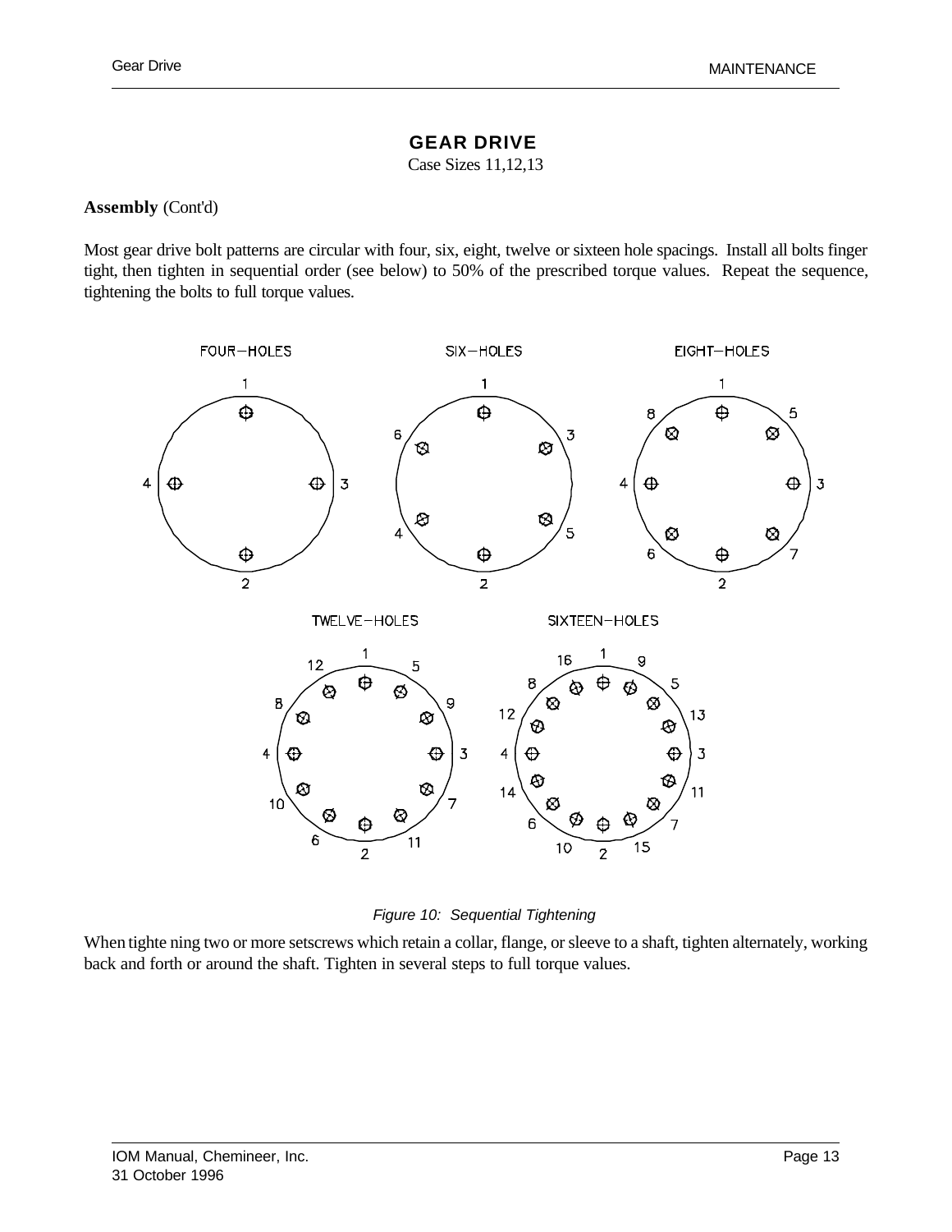# GEAR DRIVE

Case Sizes 11,12,13

**Assembly** (Cont'd)

Most gear drive bolt patterns are circular with four, six, eight, twelve or sixteen hole spacings. Install all bolts finger tight, then tighten in sequential order (see below) to 50% of the prescribed torque values. Repeat the sequence, tightening the bolts to full torque values.

FOUR–HOLES

SIX–HOLES

EIGHT–HOLES

TWELVE–HOLES

SIXTEEN–HOLES

*Figure 10: Sequential Tightening*

When tighte ning two or more setscrews which retain a collar, flange, or sleeve to a shaft, tighten alternately, working back and forth or around the shaft. Tighten in several steps to full torque values.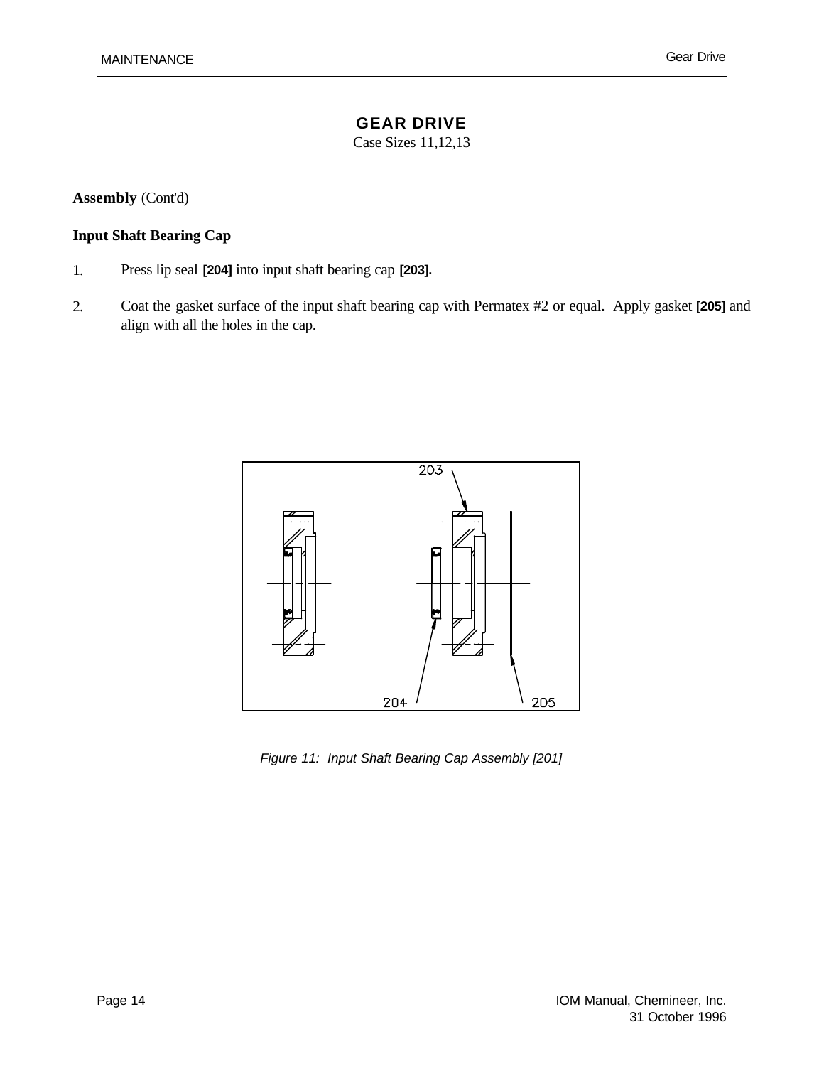# GEAR DRIVE

Case Sizes 11,12,13

**Assembly** (Cont'd)

### Input Shaft Bearing Cap

1. Press lip seal **[204]** into input shaft bearing cap **[203].**
2. Coat the gasket surface of the input shaft bearing cap with Permatex #2 or equal. Apply gasket **[205]** and align with all the holes in the cap.

*Figure 11: Input Shaft Bearing Cap Assembly [201]*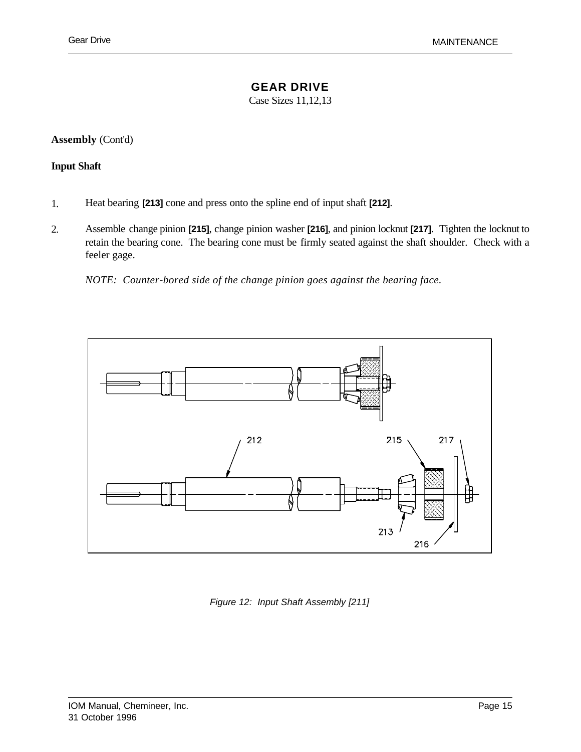# GEAR DRIVE

Case Sizes 11,12,13

**Assembly** (Cont'd)

**Input Shaft**

1. Heat bearing **[213]** cone and press onto the spline end of input shaft **[212]**.

2. Assemble change pinion **[215]**, change pinion washer **[216]**, and pinion locknut **[217]**. Tighten the locknut to retain the bearing cone. The bearing cone must be firmly seated against the shaft shoulder. Check with a feeler gage.

   *NOTE: Counter-bored side of the change pinion goes against the bearing face.*

*Figure 12: Input Shaft Assembly [211]*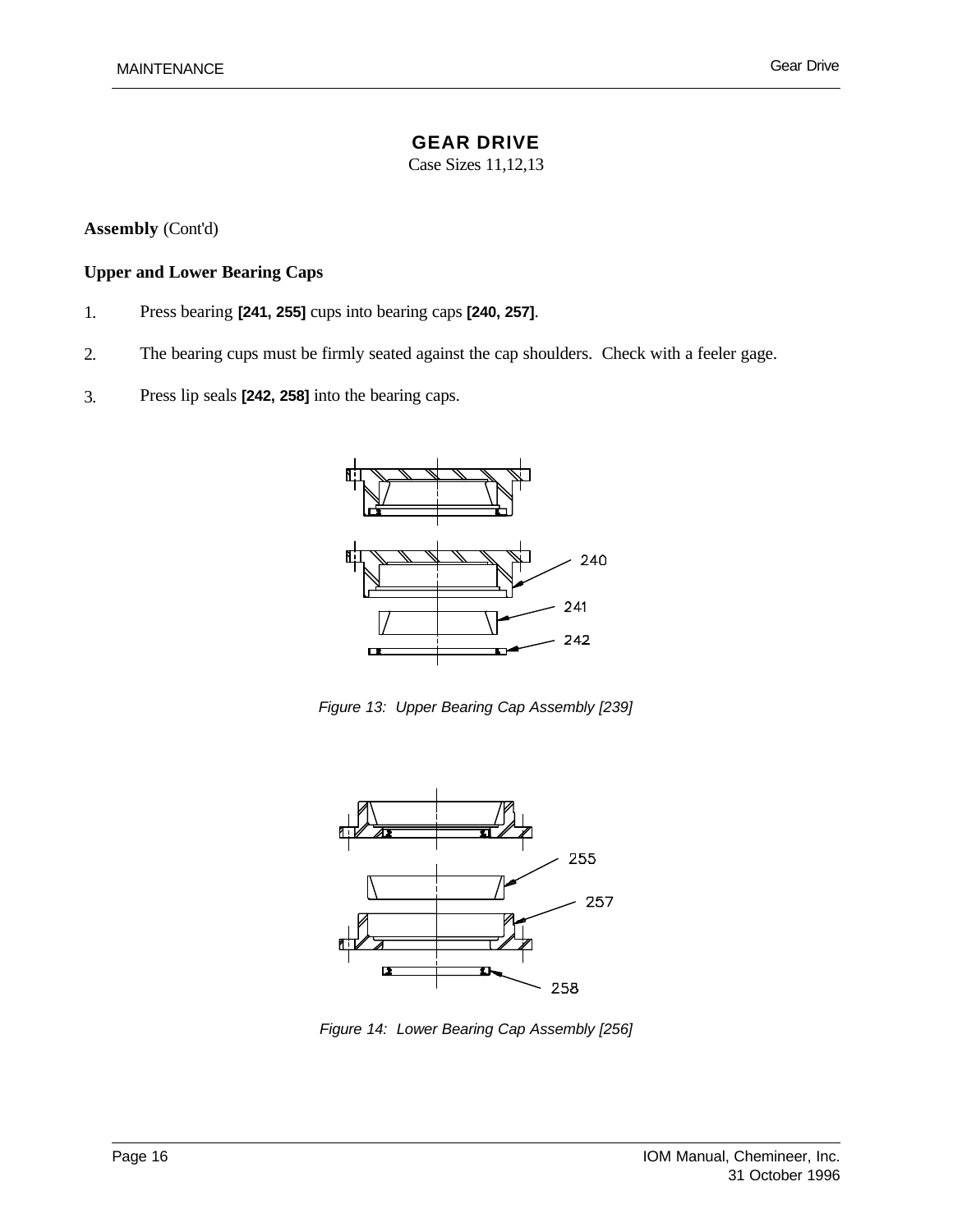# GEAR DRIVE

Case Sizes 11,12,13

**Assembly** (Cont'd)

**Upper and Lower Bearing Caps**

1. Press bearing **[241, 255]** cups into bearing caps **[240, 257]**.
2. The bearing cups must be firmly seated against the cap shoulders. Check with a feeler gage.
3. Press lip seals **[242, 258]** into the bearing caps.

240
241
242

*Figure 13: Upper Bearing Cap Assembly [239]*

255
257
258

*Figure 14: Lower Bearing Cap Assembly [256]*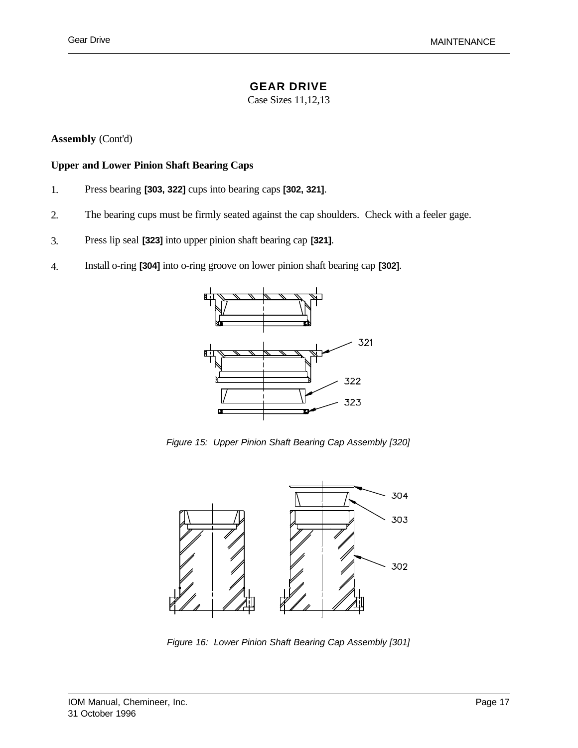# GEAR DRIVE

Case Sizes 11,12,13

**Assembly** (Cont'd)

**Upper and Lower Pinion Shaft Bearing Caps**

1. Press bearing **[303, 322]** cups into bearing caps **[302, 321]**.
2. The bearing cups must be firmly seated against the cap shoulders. Check with a feeler gage.
3. Press lip seal **[323]** into upper pinion shaft bearing cap **[321]**.
4. Install o-ring **[304]** into o-ring groove on lower pinion shaft bearing cap **[302]**.

*Figure 15: Upper Pinion Shaft Bearing Cap Assembly [320]*

*Figure 16: Lower Pinion Shaft Bearing Cap Assembly [301]*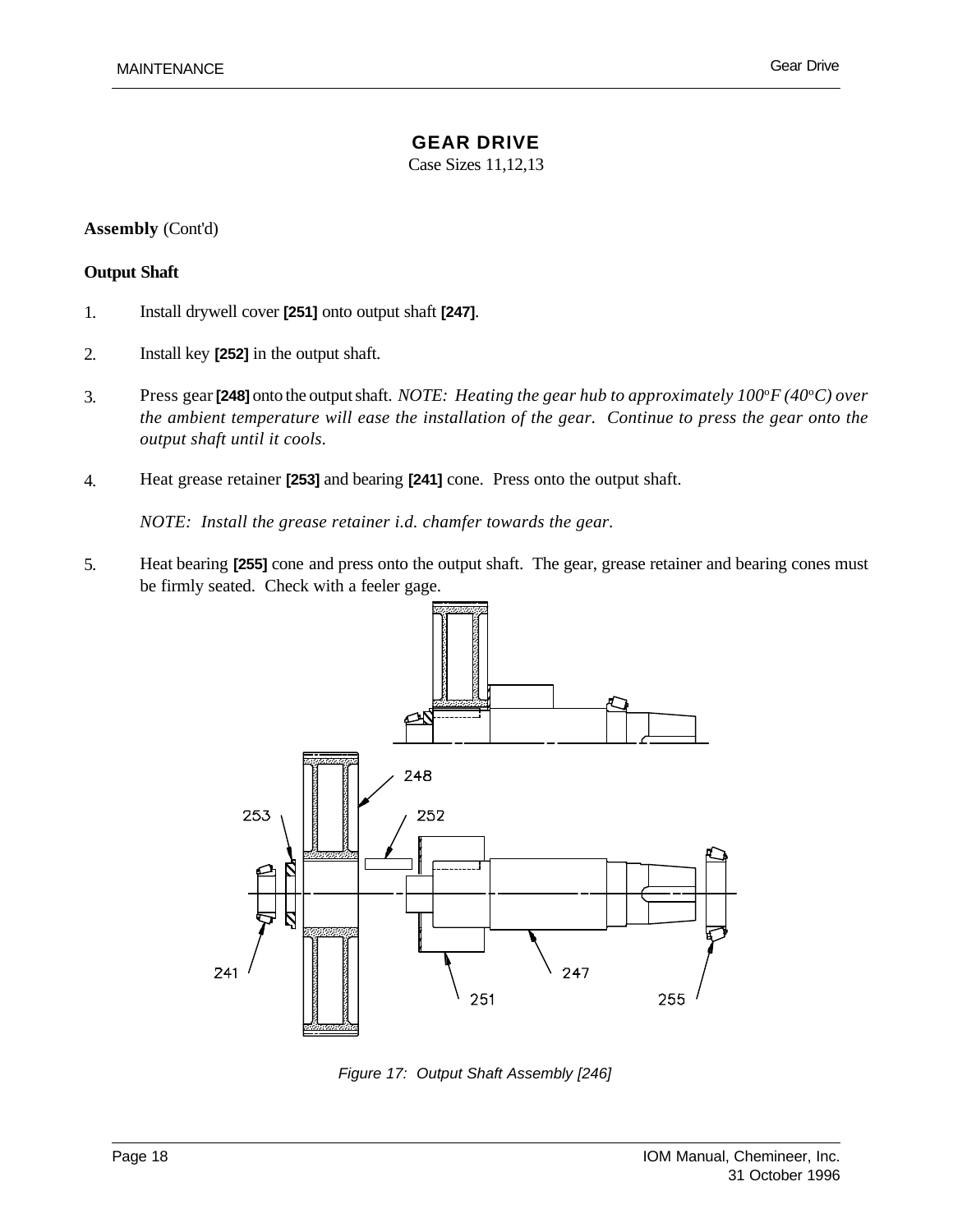# GEAR DRIVE

Case Sizes 11,12,13

**Assembly** (Cont'd)

**Output Shaft**

1. Install drywell cover **[251]** onto output shaft **[247]**.

2. Install key **[252]** in the output shaft.

3. Press gear **[248]** onto the output shaft. *NOTE: Heating the gear hub to approximately 100°F (40°C) over the ambient temperature will ease the installation of the gear. Continue to press the gear onto the output shaft until it cools.*

4. Heat grease retainer **[253]** and bearing **[241]** cone. Press onto the output shaft.

   *NOTE: Install the grease retainer i.d. chamfer towards the gear.*

5. Heat bearing **[255]** cone and press onto the output shaft. The gear, grease retainer and bearing cones must be firmly seated. Check with a feeler gage.

*Figure 17: Output Shaft Assembly [246]*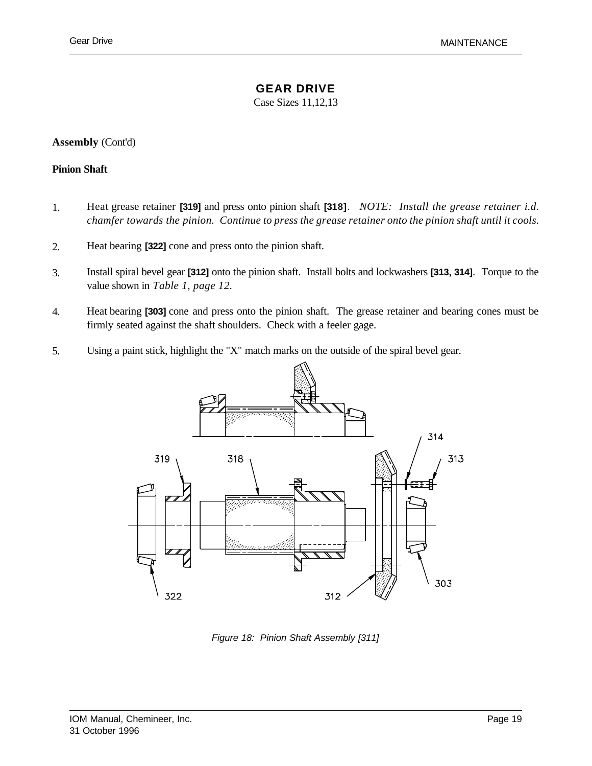# GEAR DRIVE

Case Sizes 11,12,13

**Assembly** (Cont'd)

**Pinion Shaft**

1. Heat grease retainer **[319]** and press onto pinion shaft **[318]**. *NOTE: Install the grease retainer i.d. chamfer towards the pinion. Continue to press the grease retainer onto the pinion shaft until it cools.*

2. Heat bearing **[322]** cone and press onto the pinion shaft.

3. Install spiral bevel gear **[312]** onto the pinion shaft. Install bolts and lockwashers **[313, 314]**. Torque to the value shown in *Table 1, page 12*.

4. Heat bearing **[303]** cone and press onto the pinion shaft. The grease retainer and bearing cones must be firmly seated against the shaft shoulders. Check with a feeler gage.

5. Using a paint stick, highlight the "X" match marks on the outside of the spiral bevel gear.

*Figure 18: Pinion Shaft Assembly [311]*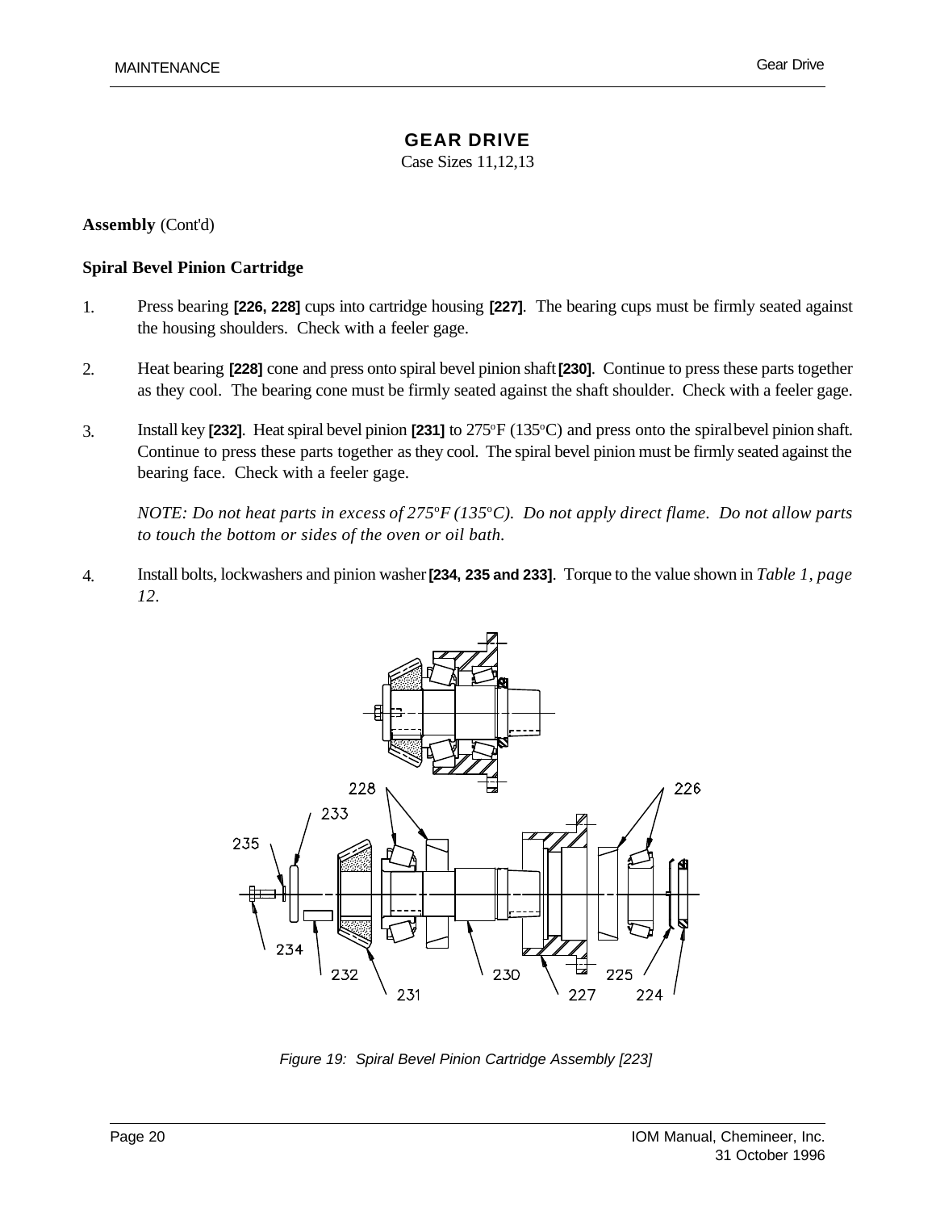## GEAR DRIVE

Case Sizes 11,12,13

**Assembly** (Cont'd)

**Spiral Bevel Pinion Cartridge**

1. Press bearing **[226, 228]** cups into cartridge housing **[227]**. The bearing cups must be firmly seated against the housing shoulders. Check with a feeler gage.

2. Heat bearing **[228]** cone and press onto spiral bevel pinion shaft **[230]**. Continue to press these parts together as they cool. The bearing cone must be firmly seated against the shaft shoulder. Check with a feeler gage.

3. Install key **[232]**. Heat spiral bevel pinion **[231]** to 275°F (135°C) and press onto the spiral bevel pinion shaft. Continue to press these parts together as they cool. The spiral bevel pinion must be firmly seated against the bearing face. Check with a feeler gage.

   *NOTE: Do not heat parts in excess of 275°F (135°C). Do not apply direct flame. Do not allow parts to touch the bottom or sides of the oven or oil bath.*

4. Install bolts, lockwashers and pinion washer **[234, 235 and 233]**. Torque to the value shown in *Table 1, page 12*.

*Figure 19: Spiral Bevel Pinion Cartridge Assembly [223]*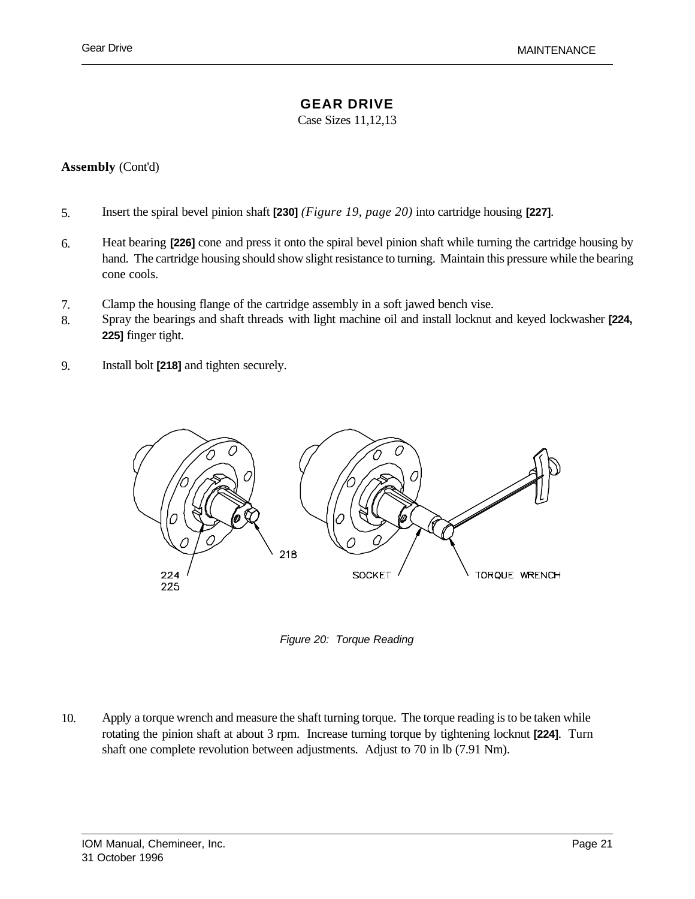# GEAR DRIVE

Case Sizes 11,12,13

**Assembly** (Cont'd)

5. Insert the spiral bevel pinion shaft **[230]** *(Figure 19, page 20)* into cartridge housing **[227]**.

6. Heat bearing **[226]** cone and press it onto the spiral bevel pinion shaft while turning the cartridge housing by hand. The cartridge housing should show slight resistance to turning. Maintain this pressure while the bearing cone cools.

7. Clamp the housing flange of the cartridge assembly in a soft jawed bench vise.

8. Spray the bearings and shaft threads with light machine oil and install locknut and keyed lockwasher **[224, 225]** finger tight.

9. Install bolt **[218]** and tighten securely.

*Figure 20: Torque Reading*

10. Apply a torque wrench and measure the shaft turning torque. The torque reading is to be taken while rotating the pinion shaft at about 3 rpm. Increase turning torque by tightening locknut **[224]**. Turn shaft one complete revolution between adjustments. Adjust to 70 in lb (7.91 Nm).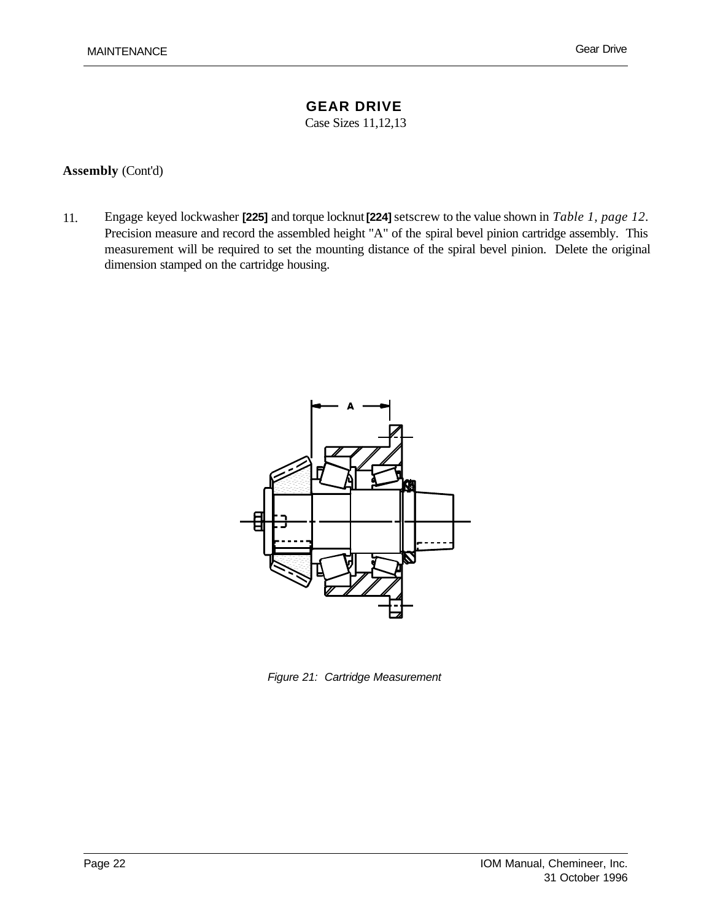# GEAR DRIVE

Case Sizes 11,12,13

**Assembly** (Cont'd)

11. Engage keyed lockwasher **[225]** and torque locknut **[224]** setscrew to the value shown in *Table 1, page 12*. Precision measure and record the assembled height "A" of the spiral bevel pinion cartridge assembly. This measurement will be required to set the mounting distance of the spiral bevel pinion. Delete the original dimension stamped on the cartridge housing.

*Figure 21: Cartridge Measurement*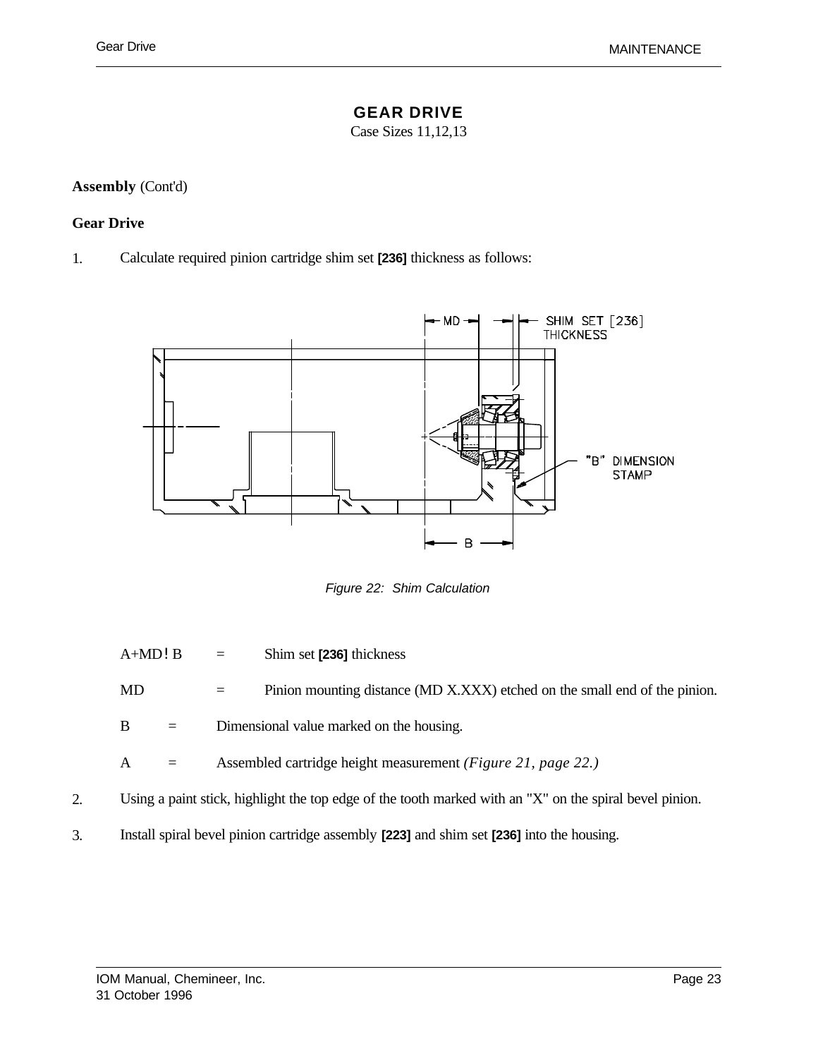# GEAR DRIVE

Case Sizes 11,12,13

**Assembly** (Cont'd)

**Gear Drive**

1. Calculate required pinion cartridge shim set **[236]** thickness as follows:

*Figure 22: Shim Calculation*

A+MD − B = Shim set **[236]** thickness

MD = Pinion mounting distance (MD X.XXX) etched on the small end of the pinion.

B = Dimensional value marked on the housing.

A = Assembled cartridge height measurement *(Figure 21, page 22.)*

2. Using a paint stick, highlight the top edge of the tooth marked with an "X" on the spiral bevel pinion.

3. Install spiral bevel pinion cartridge assembly **[223]** and shim set **[236]** into the housing.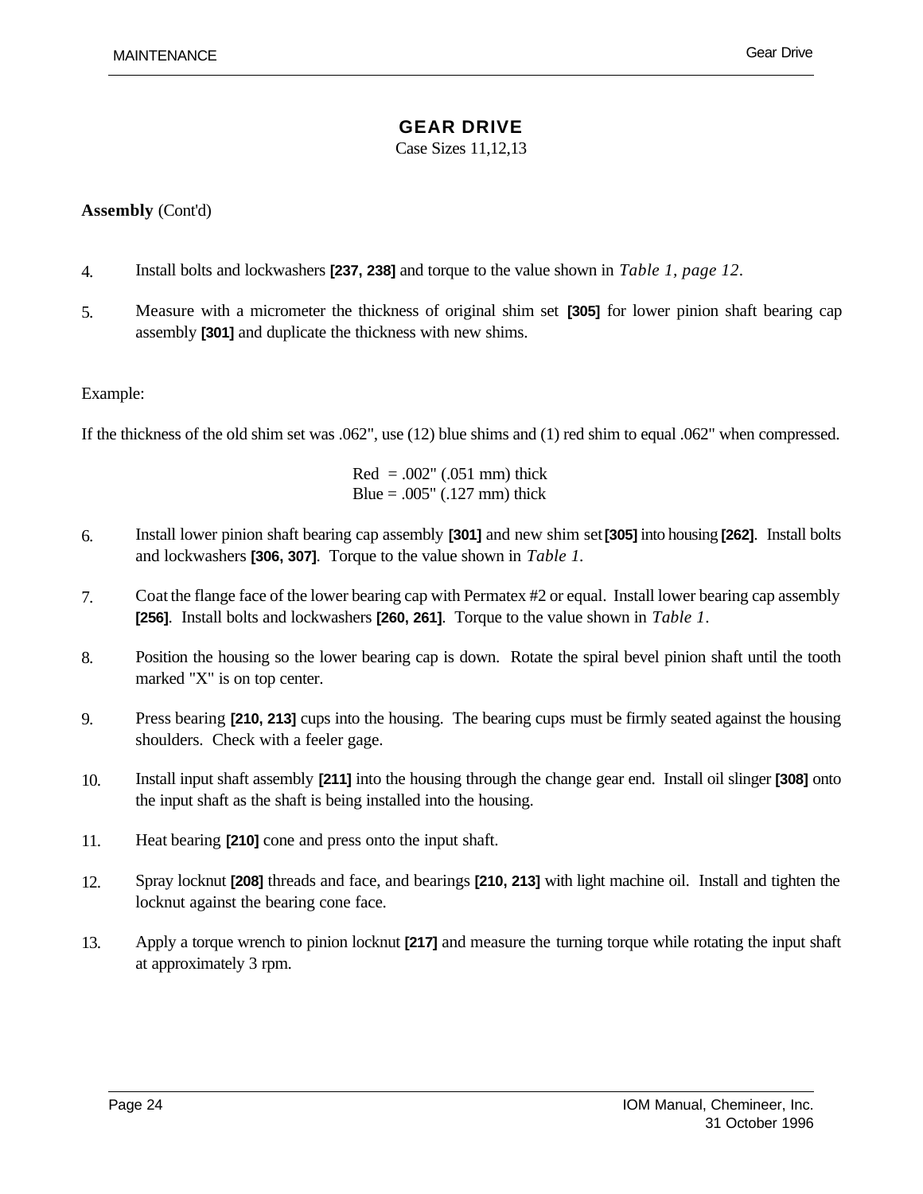# GEAR DRIVE

Case Sizes 11,12,13

**Assembly** (Cont'd)

4. Install bolts and lockwashers **[237, 238]** and torque to the value shown in *Table 1, page 12*.

5. Measure with a micrometer the thickness of original shim set **[305]** for lower pinion shaft bearing cap assembly **[301]** and duplicate the thickness with new shims.

Example:

If the thickness of the old shim set was .062", use (12) blue shims and (1) red shim to equal .062" when compressed.

Red = .002" (.051 mm) thick
Blue = .005" (.127 mm) thick

6. Install lower pinion shaft bearing cap assembly **[301]** and new shim set **[305]** into housing **[262]**. Install bolts and lockwashers **[306, 307]**. Torque to the value shown in *Table 1*.

7. Coat the flange face of the lower bearing cap with Permatex #2 or equal. Install lower bearing cap assembly **[256]**. Install bolts and lockwashers **[260, 261]**. Torque to the value shown in *Table 1*.

8. Position the housing so the lower bearing cap is down. Rotate the spiral bevel pinion shaft until the tooth marked "X" is on top center.

9. Press bearing **[210, 213]** cups into the housing. The bearing cups must be firmly seated against the housing shoulders. Check with a feeler gage.

10. Install input shaft assembly **[211]** into the housing through the change gear end. Install oil slinger **[308]** onto the input shaft as the shaft is being installed into the housing.

11. Heat bearing **[210]** cone and press onto the input shaft.

12. Spray locknut **[208]** threads and face, and bearings **[210, 213]** with light machine oil. Install and tighten the locknut against the bearing cone face.

13. Apply a torque wrench to pinion locknut **[217]** and measure the turning torque while rotating the input shaft at approximately 3 rpm.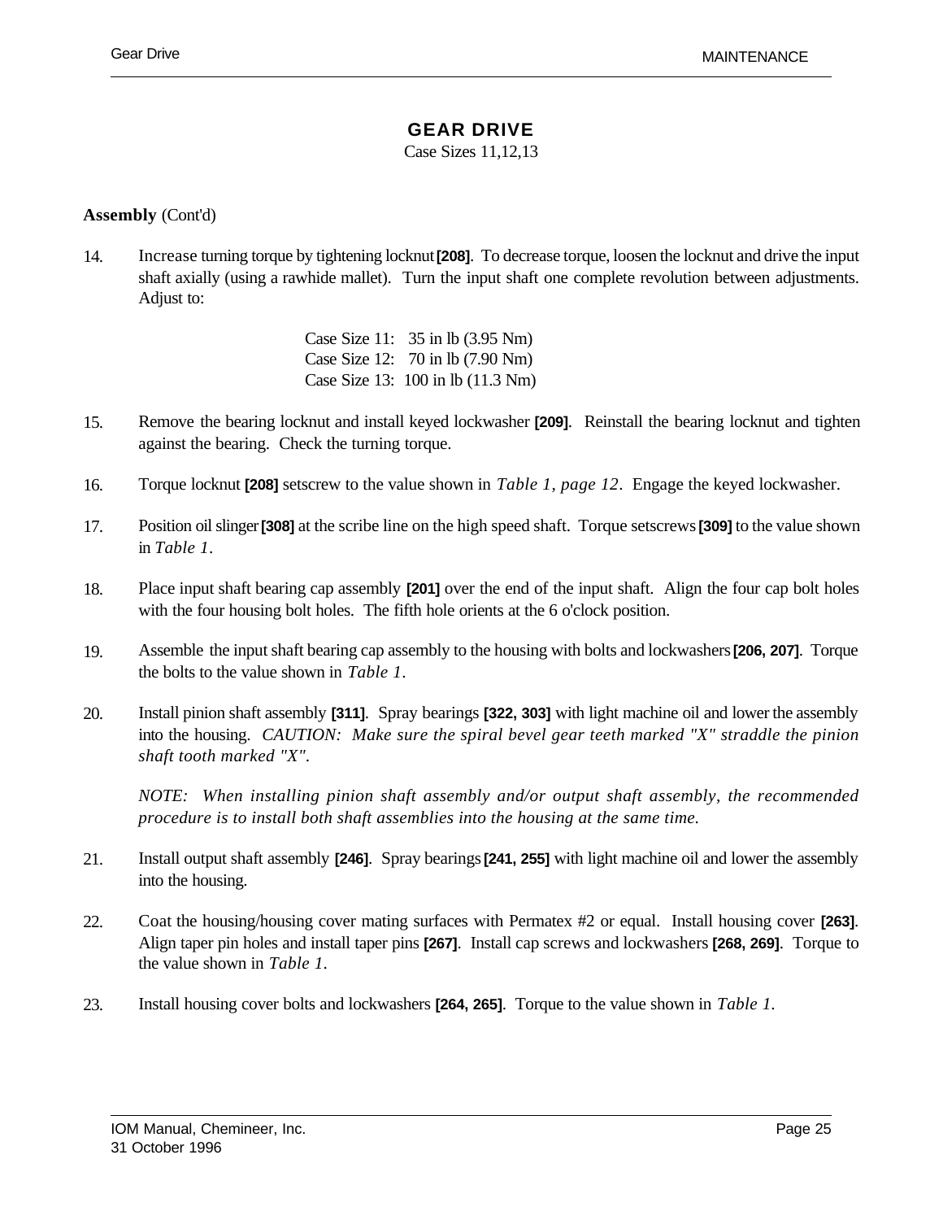# GEAR DRIVE

Case Sizes 11,12,13

**Assembly** (Cont'd)

14. Increase turning torque by tightening locknut **[208]**. To decrease torque, loosen the locknut and drive the input shaft axially (using a rawhide mallet). Turn the input shaft one complete revolution between adjustments. Adjust to:

    Case Size 11: 35 in lb (3.95 Nm)
    Case Size 12: 70 in lb (7.90 Nm)
    Case Size 13: 100 in lb (11.3 Nm)

15. Remove the bearing locknut and install keyed lockwasher **[209]**. Reinstall the bearing locknut and tighten against the bearing. Check the turning torque.

16. Torque locknut **[208]** setscrew to the value shown in *Table 1, page 12*. Engage the keyed lockwasher.

17. Position oil slinger **[308]** at the scribe line on the high speed shaft. Torque setscrews **[309]** to the value shown in *Table 1*.

18. Place input shaft bearing cap assembly **[201]** over the end of the input shaft. Align the four cap bolt holes with the four housing bolt holes. The fifth hole orients at the 6 o'clock position.

19. Assemble the input shaft bearing cap assembly to the housing with bolts and lockwashers **[206, 207]**. Torque the bolts to the value shown in *Table 1*.

20. Install pinion shaft assembly **[311]**. Spray bearings **[322, 303]** with light machine oil and lower the assembly into the housing. *CAUTION: Make sure the spiral bevel gear teeth marked "X" straddle the pinion shaft tooth marked "X".*

    *NOTE: When installing pinion shaft assembly and/or output shaft assembly, the recommended procedure is to install both shaft assemblies into the housing at the same time.*

21. Install output shaft assembly **[246]**. Spray bearings **[241, 255]** with light machine oil and lower the assembly into the housing.

22. Coat the housing/housing cover mating surfaces with Permatex #2 or equal. Install housing cover **[263]**. Align taper pin holes and install taper pins **[267]**. Install cap screws and lockwashers **[268, 269]**. Torque to the value shown in *Table 1*.

23. Install housing cover bolts and lockwashers **[264, 265]**. Torque to the value shown in *Table 1*.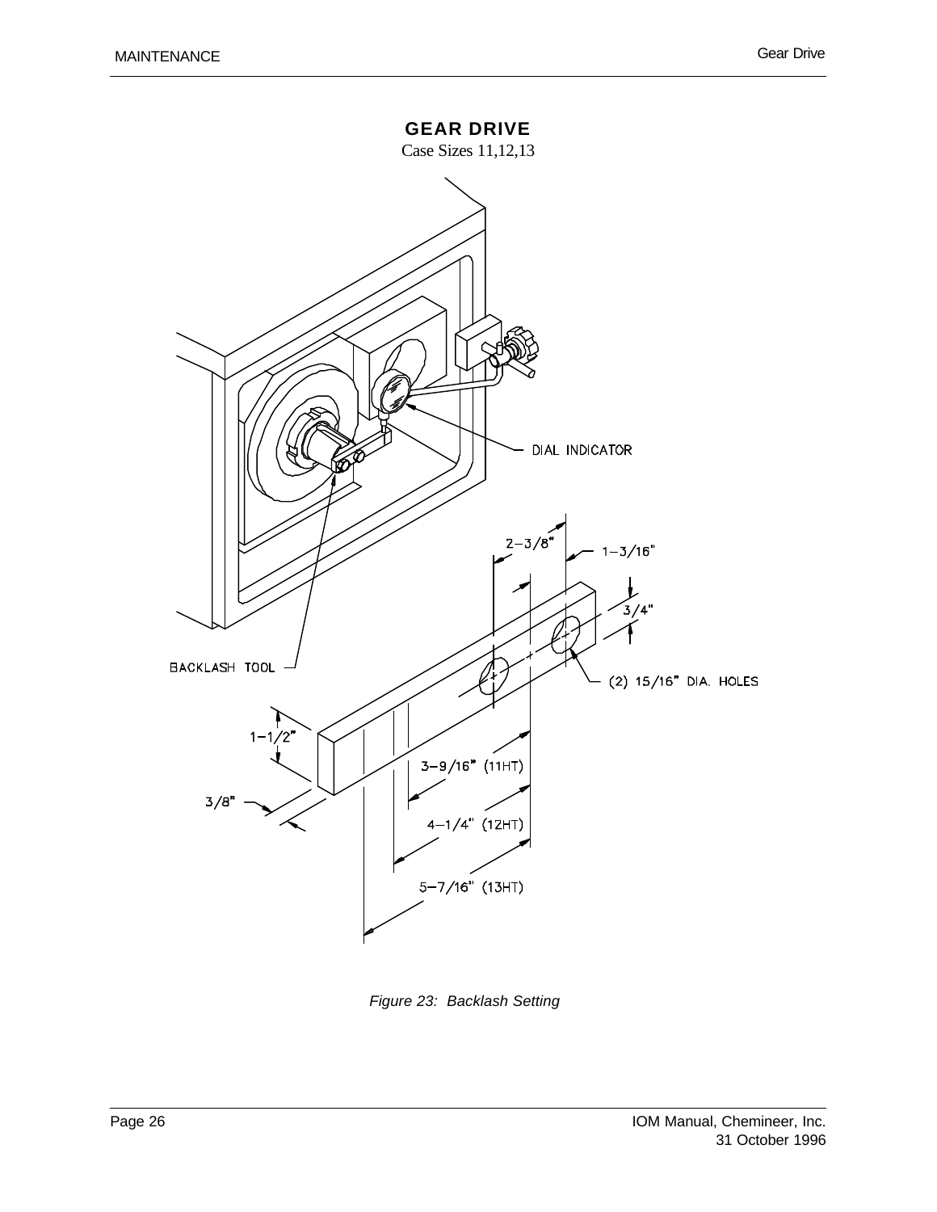# GEAR DRIVE

Case Sizes 11,12,13

DIAL INDICATOR

BACKLASH TOOL

2-3/8"

1-3/16"

3/4"

(2) 15/16" DIA. HOLES

1-1/2"

3/8"

3-9/16" (11HT)

4-1/4" (12HT)

5-7/16" (13HT)

*Figure 23: Backlash Setting*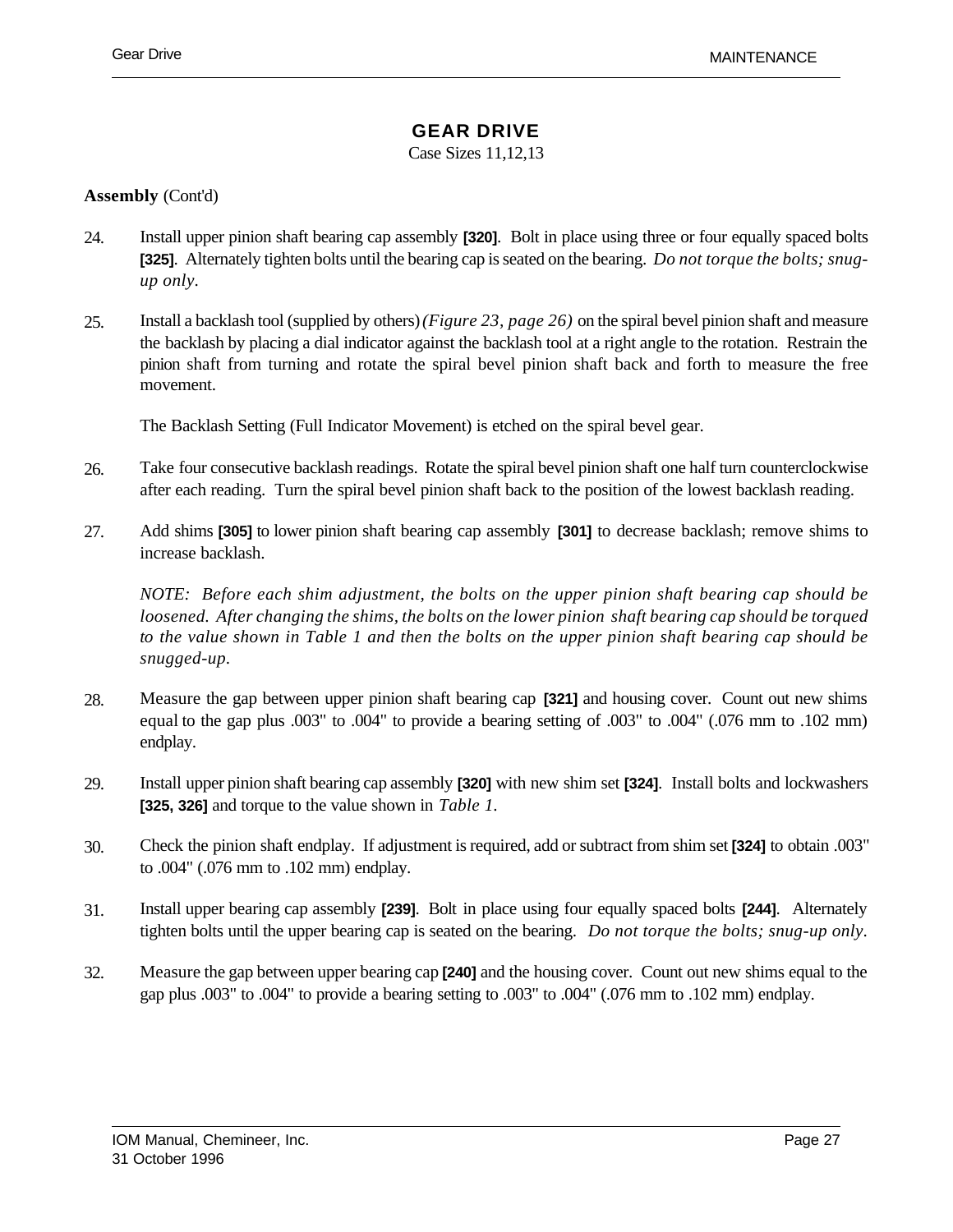# GEAR DRIVE

Case Sizes 11,12,13

**Assembly** (Cont'd)

24. Install upper pinion shaft bearing cap assembly **[320]**. Bolt in place using three or four equally spaced bolts **[325]**. Alternately tighten bolts until the bearing cap is seated on the bearing. *Do not torque the bolts; snug-up only.*

25. Install a backlash tool (supplied by others) *(Figure 23, page 26)* on the spiral bevel pinion shaft and measure the backlash by placing a dial indicator against the backlash tool at a right angle to the rotation. Restrain the pinion shaft from turning and rotate the spiral bevel pinion shaft back and forth to measure the free movement.

    The Backlash Setting (Full Indicator Movement) is etched on the spiral bevel gear.

26. Take four consecutive backlash readings. Rotate the spiral bevel pinion shaft one half turn counterclockwise after each reading. Turn the spiral bevel pinion shaft back to the position of the lowest backlash reading.

27. Add shims **[305]** to lower pinion shaft bearing cap assembly **[301]** to decrease backlash; remove shims to increase backlash.

    *NOTE: Before each shim adjustment, the bolts on the upper pinion shaft bearing cap should be loosened. After changing the shims, the bolts on the lower pinion shaft bearing cap should be torqued to the value shown in Table 1 and then the bolts on the upper pinion shaft bearing cap should be snugged-up.*

28. Measure the gap between upper pinion shaft bearing cap **[321]** and housing cover. Count out new shims equal to the gap plus .003" to .004" to provide a bearing setting of .003" to .004" (.076 mm to .102 mm) endplay.

29. Install upper pinion shaft bearing cap assembly **[320]** with new shim set **[324]**. Install bolts and lockwashers **[325, 326]** and torque to the value shown in *Table 1.*

30. Check the pinion shaft endplay. If adjustment is required, add or subtract from shim set **[324]** to obtain .003" to .004" (.076 mm to .102 mm) endplay.

31. Install upper bearing cap assembly **[239]**. Bolt in place using four equally spaced bolts **[244]**. Alternately tighten bolts until the upper bearing cap is seated on the bearing. *Do not torque the bolts; snug-up only.*

32. Measure the gap between upper bearing cap **[240]** and the housing cover. Count out new shims equal to the gap plus .003" to .004" to provide a bearing setting to .003" to .004" (.076 mm to .102 mm) endplay.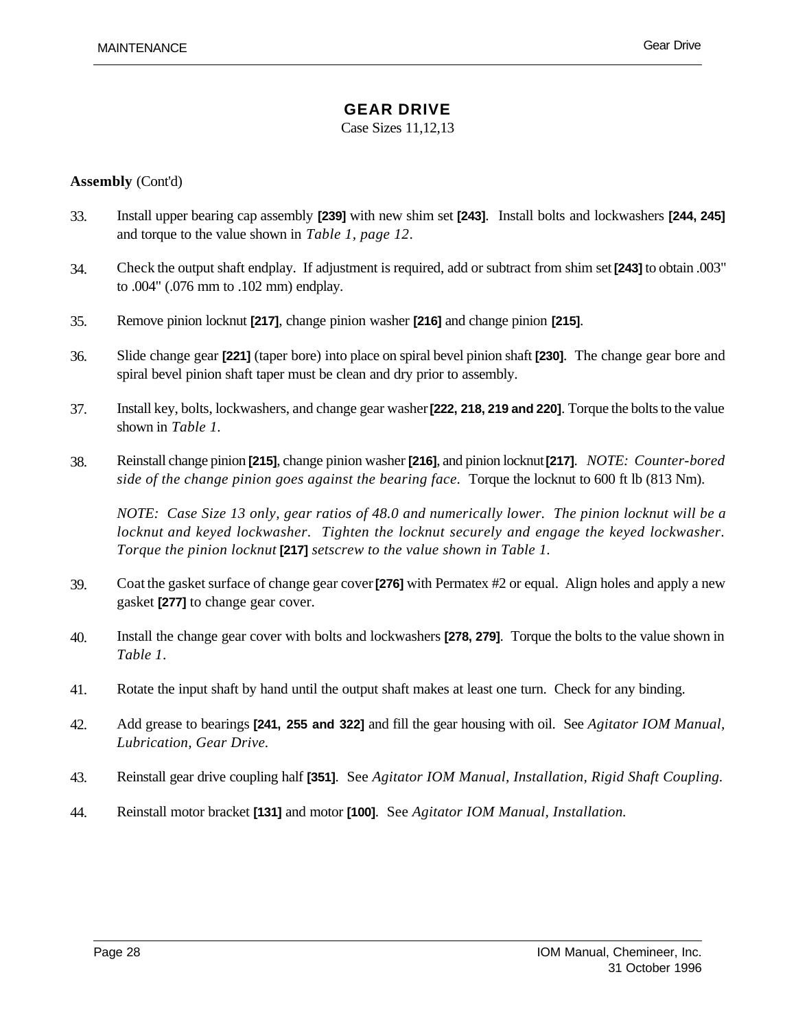# GEAR DRIVE

Case Sizes 11,12,13

**Assembly** (Cont'd)

33. Install upper bearing cap assembly **[239]** with new shim set **[243]**. Install bolts and lockwashers **[244, 245]** and torque to the value shown in *Table 1, page 12*.

34. Check the output shaft endplay. If adjustment is required, add or subtract from shim set **[243]** to obtain .003" to .004" (.076 mm to .102 mm) endplay.

35. Remove pinion locknut **[217]**, change pinion washer **[216]** and change pinion **[215]**.

36. Slide change gear **[221]** (taper bore) into place on spiral bevel pinion shaft **[230]**. The change gear bore and spiral bevel pinion shaft taper must be clean and dry prior to assembly.

37. Install key, bolts, lockwashers, and change gear washer **[222, 218, 219 and 220]**. Torque the bolts to the value shown in *Table 1*.

38. Reinstall change pinion **[215]**, change pinion washer **[216]**, and pinion locknut **[217]**. *NOTE: Counter-bored side of the change pinion goes against the bearing face.* Torque the locknut to 600 ft lb (813 Nm).

    *NOTE: Case Size 13 only, gear ratios of 48.0 and numerically lower. The pinion locknut will be a locknut and keyed lockwasher. Tighten the locknut securely and engage the keyed lockwasher. Torque the pinion locknut* **[217]** *setscrew to the value shown in Table 1.*

39. Coat the gasket surface of change gear cover **[276]** with Permatex #2 or equal. Align holes and apply a new gasket **[277]** to change gear cover.

40. Install the change gear cover with bolts and lockwashers **[278, 279]**. Torque the bolts to the value shown in *Table 1*.

41. Rotate the input shaft by hand until the output shaft makes at least one turn. Check for any binding.

42. Add grease to bearings **[241, 255 and 322]** and fill the gear housing with oil. See *Agitator IOM Manual, Lubrication, Gear Drive.*

43. Reinstall gear drive coupling half **[351]**. See *Agitator IOM Manual, Installation, Rigid Shaft Coupling.*

44. Reinstall motor bracket **[131]** and motor **[100]**. See *Agitator IOM Manual, Installation.*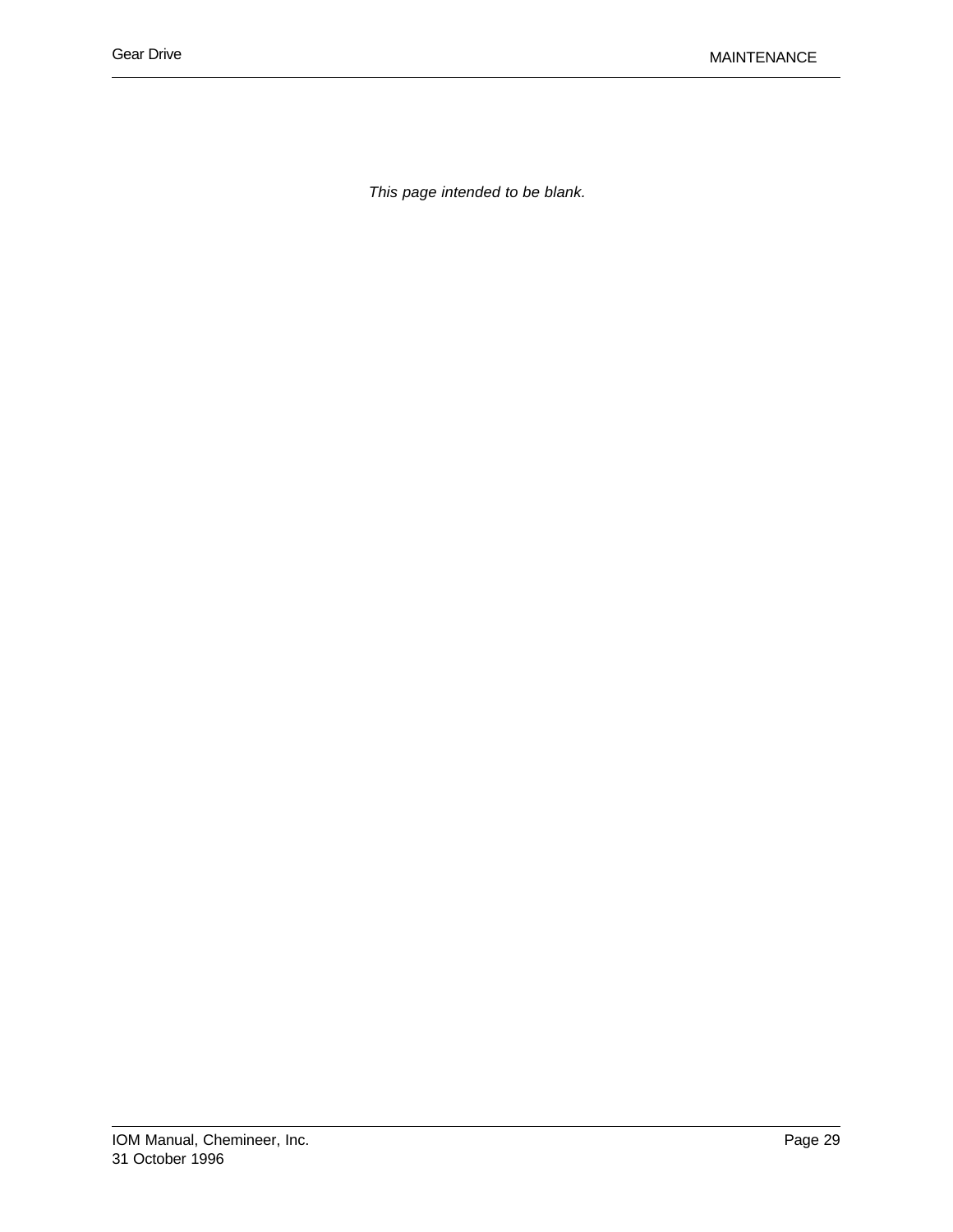*This page intended to be blank.*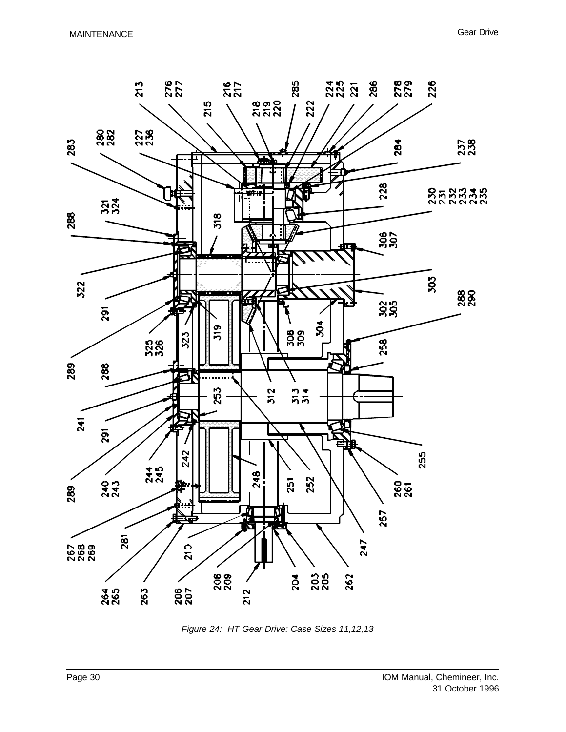Figure 24: HT Gear Drive: Case Sizes 11,12,13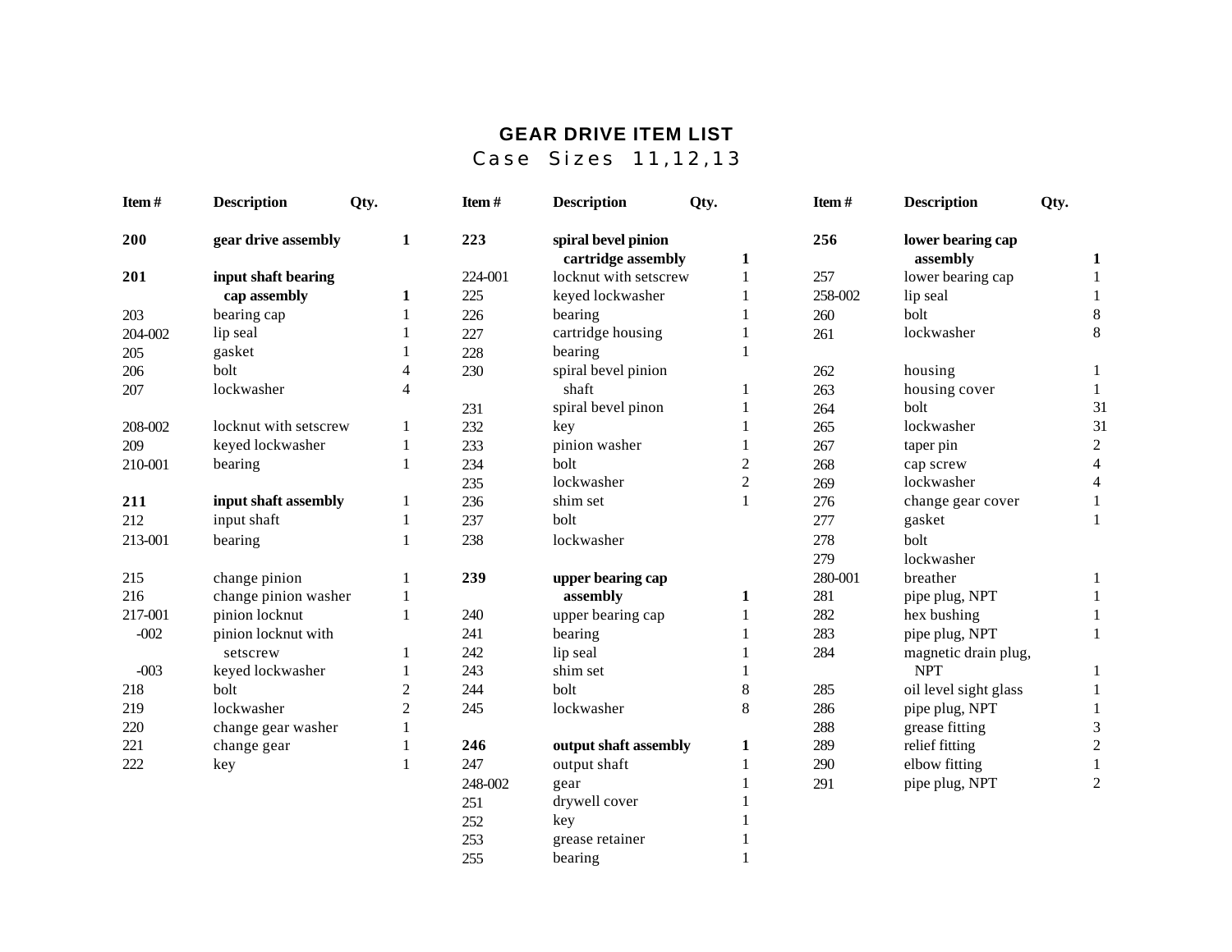# GEAR DRIVE ITEM LIST

## Case Sizes 11,12,13

| Item # | Description | Qty. |
|---|---|---|
| **200** | **gear drive assembly** | **1** |
| **201** | **input shaft bearing cap assembly** | **1** |
| 203 | bearing cap | 1 |
| 204-002 | lip seal | 1 |
| 205 | gasket | 1 |
| 206 | bolt | 4 |
| 207 | lockwasher | 4 |
| 208-002 | locknut with setscrew | 1 |
| 209 | keyed lockwasher | 1 |
| 210-001 | bearing | 1 |
| **211** | **input shaft assembly** | 1 |
| 212 | input shaft | 1 |
| 213-001 | bearing | 1 |
| 215 | change pinion | 1 |
| 216 | change pinion washer | 1 |
| 217-001 | pinion locknut | 1 |
| -002 | pinion locknut with setscrew | 1 |
| -003 | keyed lockwasher | 1 |
| 218 | bolt | 2 |
| 219 | lockwasher | 2 |
| 220 | change gear washer | 1 |
| 221 | change gear | 1 |
| 222 | key | 1 |
| **223** | **spiral bevel pinion cartridge assembly** | **1** |
| 224-001 | locknut with setscrew | 1 |
| 225 | keyed lockwasher | 1 |
| 226 | bearing | 1 |
| 227 | cartridge housing | 1 |
| 228 | bearing | 1 |
| 230 | spiral bevel pinion shaft | 1 |
| 231 | spiral bevel pinon | 1 |
| 232 | key | 1 |
| 233 | pinion washer | 1 |
| 234 | bolt | 2 |
| 235 | lockwasher | 2 |
| 236 | shim set | 1 |
| 237 | bolt | |
| 238 | lockwasher | |
| **239** | **upper bearing cap assembly** | **1** |
| 240 | upper bearing cap | 1 |
| 241 | bearing | 1 |
| 242 | lip seal | 1 |
| 243 | shim set | 1 |
| 244 | bolt | 8 |
| 245 | lockwasher | 8 |
| **246** | **output shaft assembly** | **1** |
| 247 | output shaft | 1 |
| 248-002 | gear | 1 |
| 251 | drywell cover | 1 |
| 252 | key | 1 |
| 253 | grease retainer | 1 |
| 255 | bearing | 1 |
| **256** | **lower bearing cap assembly** | **1** |
| 257 | lower bearing cap | 1 |
| 258-002 | lip seal | 1 |
| 260 | bolt | 8 |
| 261 | lockwasher | 8 |
| 262 | housing | 1 |
| 263 | housing cover | 1 |
| 264 | bolt | 31 |
| 265 | lockwasher | 31 |
| 267 | taper pin | 2 |
| 268 | cap screw | 4 |
| 269 | lockwasher | 4 |
| 276 | change gear cover | 1 |
| 277 | gasket | 1 |
| 278 | bolt | |
| 279 | lockwasher | |
| 280-001 | breather | 1 |
| 281 | pipe plug, NPT | 1 |
| 282 | hex bushing | 1 |
| 283 | pipe plug, NPT | 1 |
| 284 | magnetic drain plug, NPT | 1 |
| 285 | oil level sight glass | 1 |
| 286 | pipe plug, NPT | 1 |
| 288 | grease fitting | 3 |
| 289 | relief fitting | 2 |
| 290 | elbow fitting | 1 |
| 291 | pipe plug, NPT | 2 |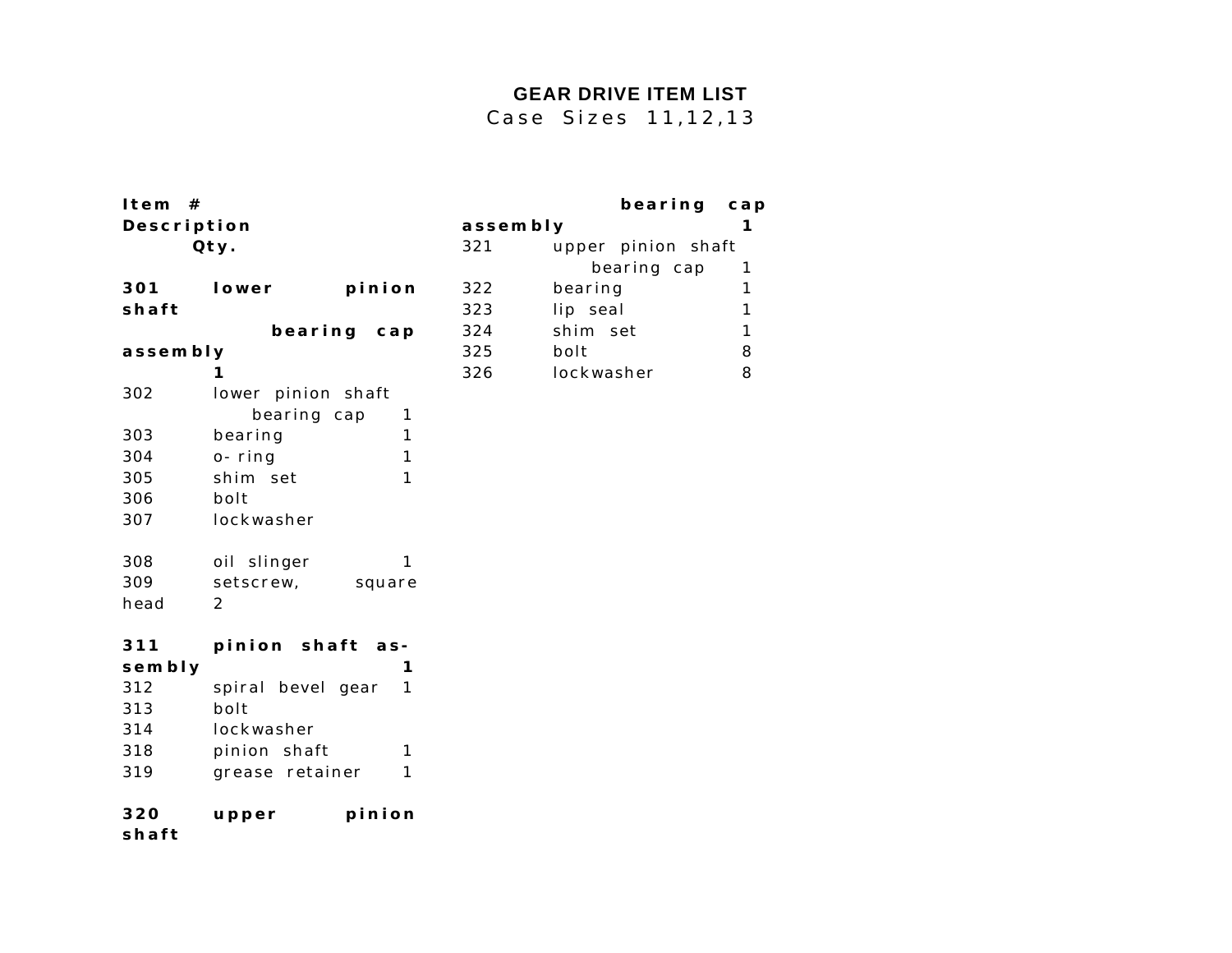# GEAR DRIVE ITEM LIST

Case Sizes 11,12,13

| Item # | Description | Qty. |
|---|---|---|
| **301** | **lower pinion shaft bearing cap assembly** | **1** |
| 302 | lower pinion shaft bearing cap | 1 |
| 303 | bearing | 1 |
| 304 | o-ring | 1 |
| 305 | shim set | 1 |
| 306 | bolt | |
| 307 | lockwasher | |
| | | |
| 308 | oil slinger | 1 |
| 309 | setscrew, square head | 2 |
| | | |
| **311** | **pinion shaft assembly** | **1** |
| 312 | spiral bevel gear | 1 |
| 313 | bolt | |
| 314 | lockwasher | |
| 318 | pinion shaft | 1 |
| 319 | grease retainer | 1 |
| | | |
| **320** | **upper pinion shaft bearing cap assembly** | **1** |
| 321 | upper pinion shaft bearing cap | 1 |
| 322 | bearing | 1 |
| 323 | lip seal | 1 |
| 324 | shim set | 1 |
| 325 | bolt | 8 |
| 326 | lockwasher | 8 |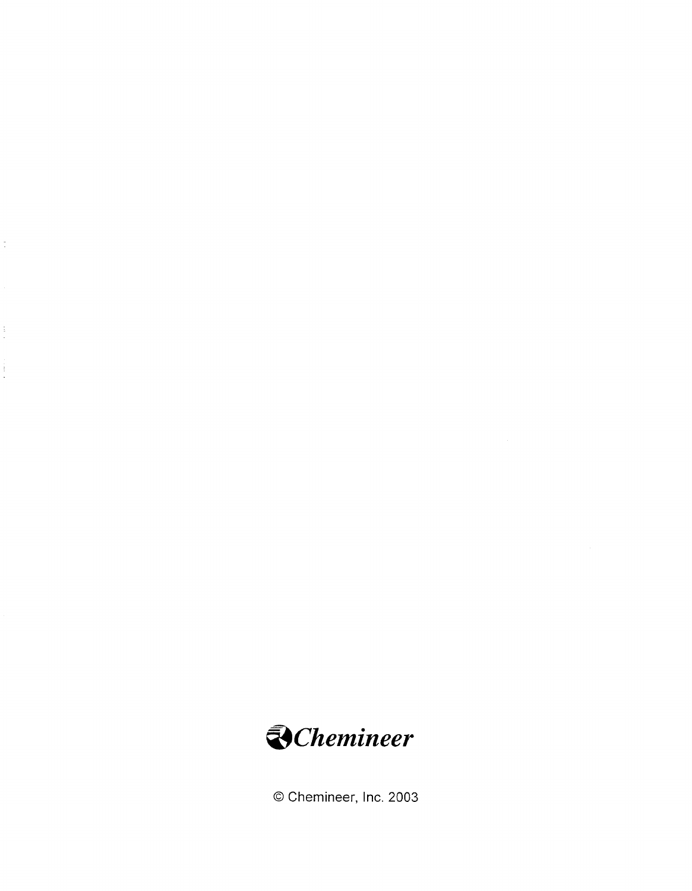*Chemineer*

© Chemineer, Inc. 2003